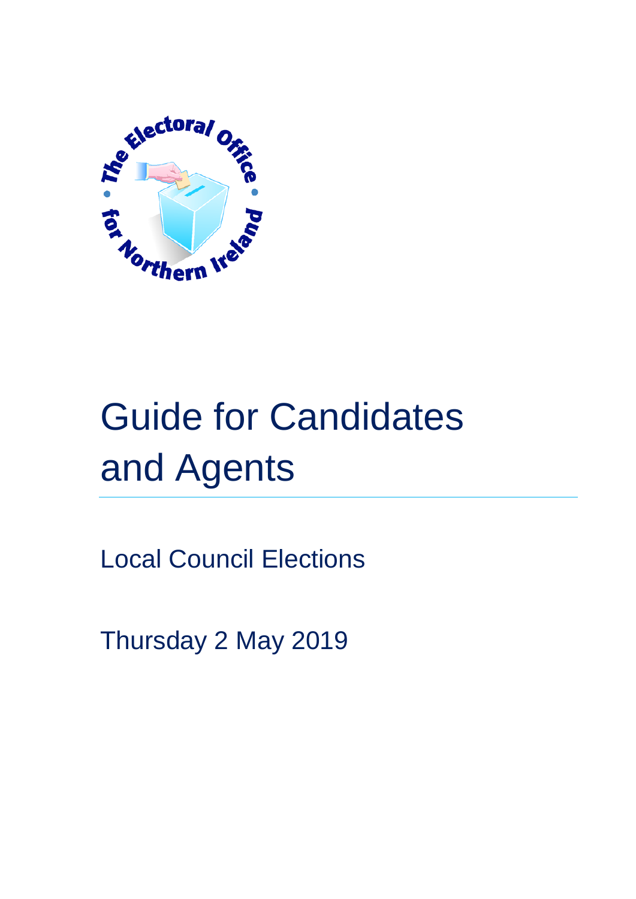# Guide for Candidates and Agents

Local Council Elections

Thursday 2 May 2019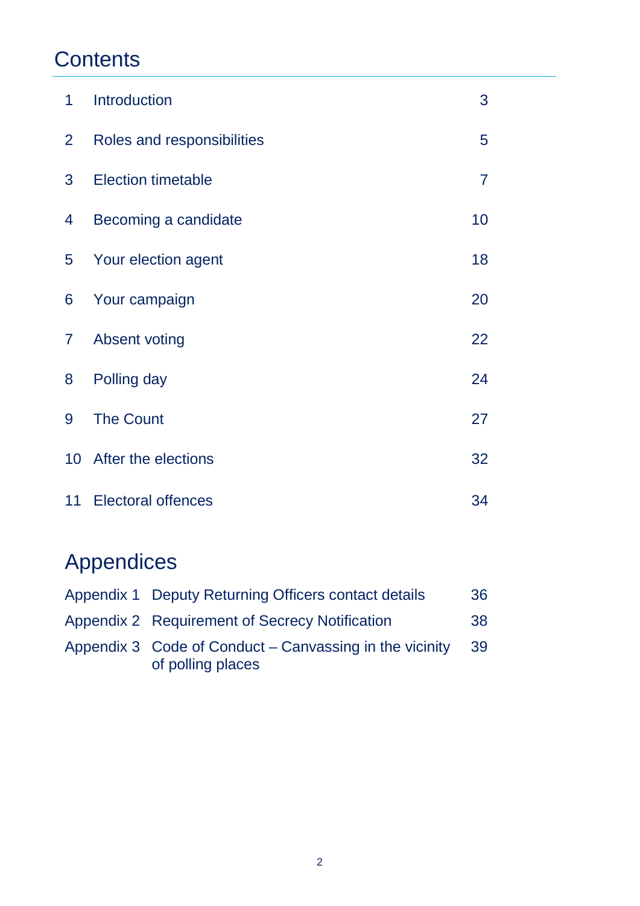# Contents

| | | |
|---|---|---|
| 1 | Introduction | 3 |
| 2 | Roles and responsibilities | 5 |
| 3 | Election timetable | 7 |
| 4 | Becoming a candidate | 10 |
| 5 | Your election agent | 18 |
| 6 | Your campaign | 20 |
| 7 | Absent voting | 22 |
| 8 | Polling day | 24 |
| 9 | The Count | 27 |
| 10 | After the elections | 32 |
| 11 | Electoral offences | 34 |

## Appendices

| | | |
|---|---|---|
| Appendix 1 | Deputy Returning Officers contact details | 36 |
| Appendix 2 | Requirement of Secrecy Notification | 38 |
| Appendix 3 | Code of Conduct – Canvassing in the vicinity of polling places | 39 |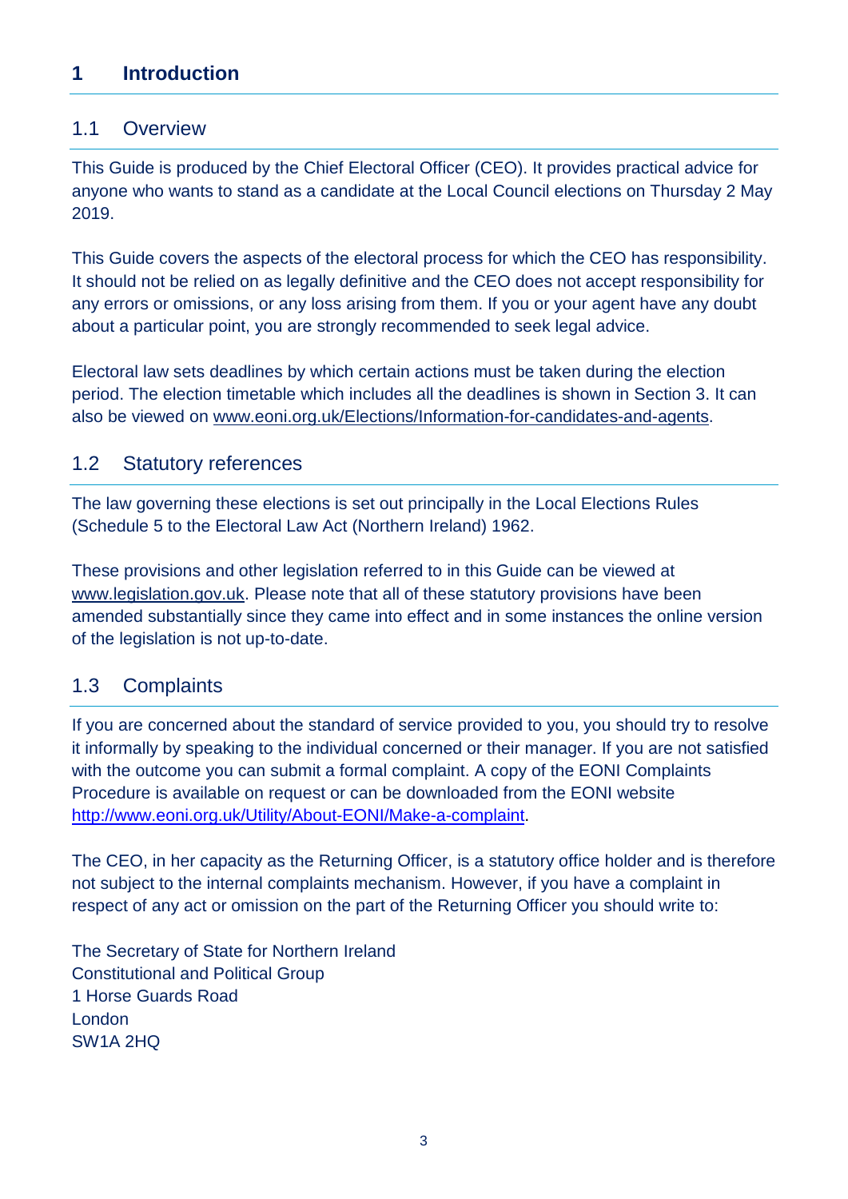# 1 Introduction

## 1.1 Overview

This Guide is produced by the Chief Electoral Officer (CEO). It provides practical advice for anyone who wants to stand as a candidate at the Local Council elections on Thursday 2 May 2019.

This Guide covers the aspects of the electoral process for which the CEO has responsibility. It should not be relied on as legally definitive and the CEO does not accept responsibility for any errors or omissions, or any loss arising from them. If you or your agent have any doubt about a particular point, you are strongly recommended to seek legal advice.

Electoral law sets deadlines by which certain actions must be taken during the election period. The election timetable which includes all the deadlines is shown in Section 3. It can also be viewed on www.eoni.org.uk/Elections/Information-for-candidates-and-agents.

## 1.2 Statutory references

The law governing these elections is set out principally in the Local Elections Rules (Schedule 5 to the Electoral Law Act (Northern Ireland) 1962.

These provisions and other legislation referred to in this Guide can be viewed at www.legislation.gov.uk. Please note that all of these statutory provisions have been amended substantially since they came into effect and in some instances the online version of the legislation is not up-to-date.

## 1.3 Complaints

If you are concerned about the standard of service provided to you, you should try to resolve it informally by speaking to the individual concerned or their manager. If you are not satisfied with the outcome you can submit a formal complaint. A copy of the EONI Complaints Procedure is available on request or can be downloaded from the EONI website http://www.eoni.org.uk/Utility/About-EONI/Make-a-complaint.

The CEO, in her capacity as the Returning Officer, is a statutory office holder and is therefore not subject to the internal complaints mechanism. However, if you have a complaint in respect of any act or omission on the part of the Returning Officer you should write to:

The Secretary of State for Northern Ireland
Constitutional and Political Group
1 Horse Guards Road
London
SW1A 2HQ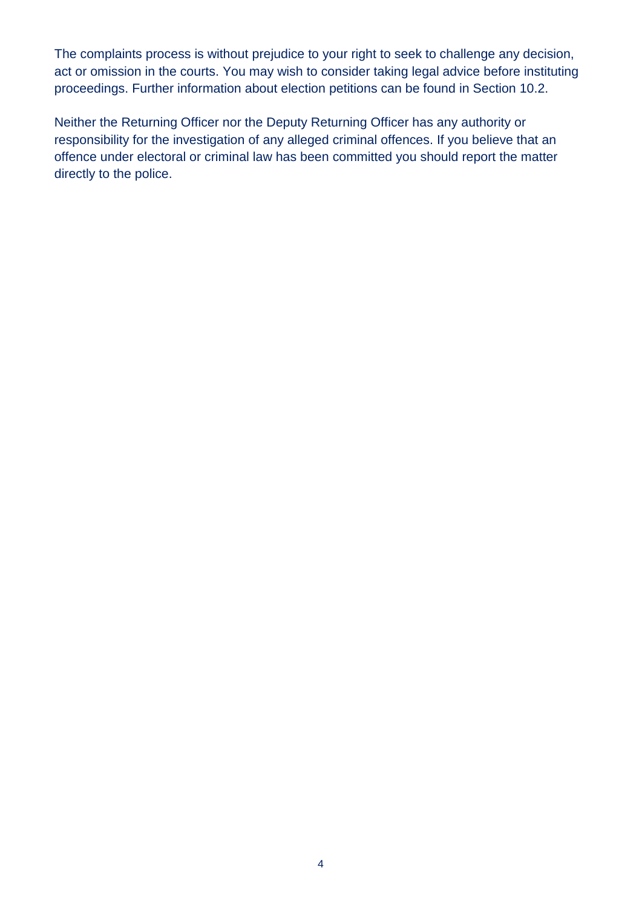The complaints process is without prejudice to your right to seek to challenge any decision, act or omission in the courts. You may wish to consider taking legal advice before instituting proceedings. Further information about election petitions can be found in Section 10.2.

Neither the Returning Officer nor the Deputy Returning Officer has any authority or responsibility for the investigation of any alleged criminal offences. If you believe that an offence under electoral or criminal law has been committed you should report the matter directly to the police.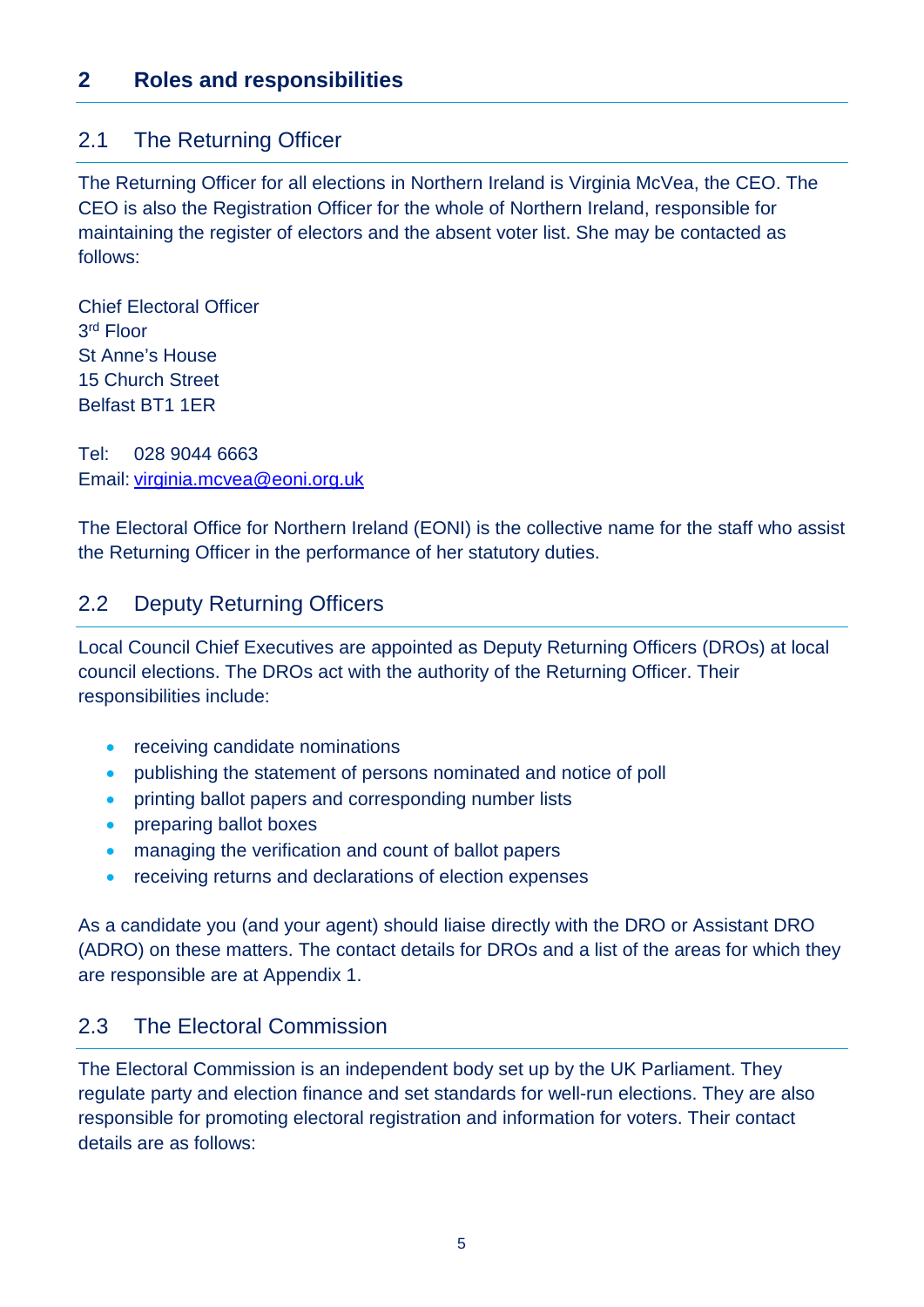## 2 Roles and responsibilities

### 2.1 The Returning Officer

The Returning Officer for all elections in Northern Ireland is Virginia McVea, the CEO. The CEO is also the Registration Officer for the whole of Northern Ireland, responsible for maintaining the register of electors and the absent voter list. She may be contacted as follows:

Chief Electoral Officer
3rd Floor
St Anne's House
15 Church Street
Belfast BT1 1ER

Tel: 028 9044 6663
Email: [virginia.mcvea@eoni.org.uk](mailto:virginia.mcvea@eoni.org.uk)

The Electoral Office for Northern Ireland (EONI) is the collective name for the staff who assist the Returning Officer in the performance of her statutory duties.

### 2.2 Deputy Returning Officers

Local Council Chief Executives are appointed as Deputy Returning Officers (DROs) at local council elections. The DROs act with the authority of the Returning Officer. Their responsibilities include:

- receiving candidate nominations
- publishing the statement of persons nominated and notice of poll
- printing ballot papers and corresponding number lists
- preparing ballot boxes
- managing the verification and count of ballot papers
- receiving returns and declarations of election expenses

As a candidate you (and your agent) should liaise directly with the DRO or Assistant DRO (ADRO) on these matters. The contact details for DROs and a list of the areas for which they are responsible are at Appendix 1.

### 2.3 The Electoral Commission

The Electoral Commission is an independent body set up by the UK Parliament. They regulate party and election finance and set standards for well-run elections. They are also responsible for promoting electoral registration and information for voters. Their contact details are as follows: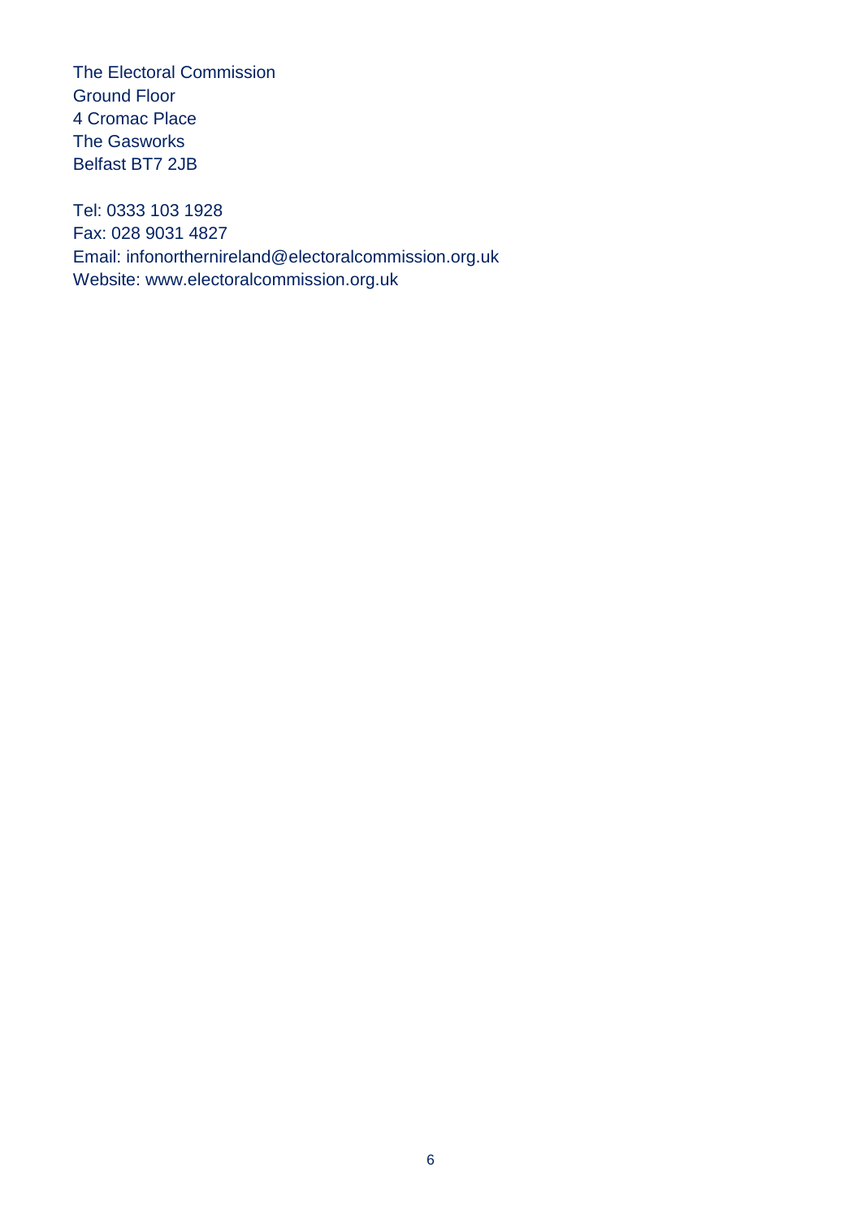The Electoral Commission
Ground Floor
4 Cromac Place
The Gasworks
Belfast BT7 2JB

Tel: 0333 103 1928
Fax: 028 9031 4827
Email: infonorthernireland@electoralcommission.org.uk
Website: www.electoralcommission.org.uk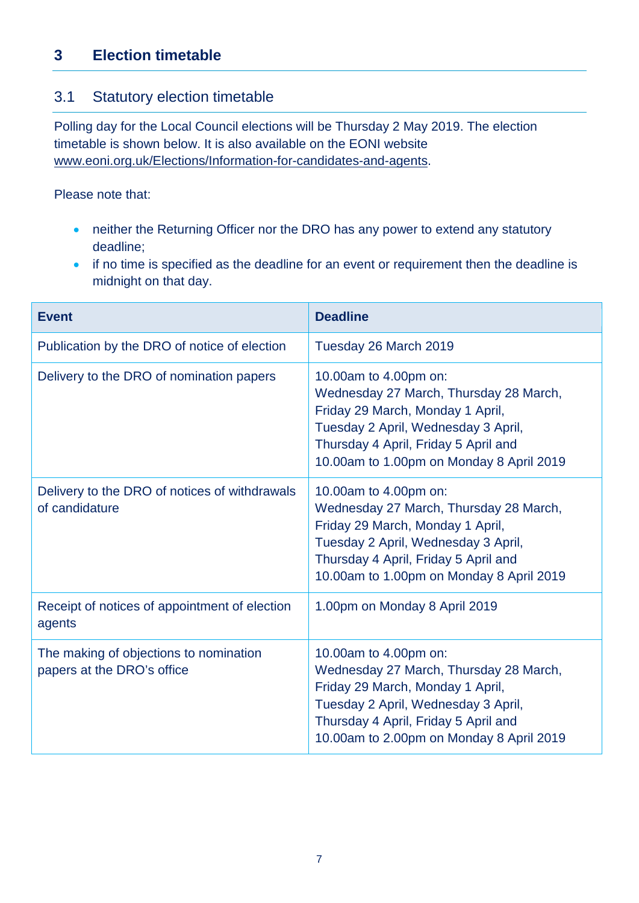## 3 Election timetable

### 3.1 Statutory election timetable

Polling day for the Local Council elections will be Thursday 2 May 2019. The election timetable is shown below. It is also available on the EONI website www.eoni.org.uk/Elections/Information-for-candidates-and-agents.

Please note that:

- neither the Returning Officer nor the DRO has any power to extend any statutory deadline;
- if no time is specified as the deadline for an event or requirement then the deadline is midnight on that day.

| Event | Deadline |
|---|---|
| Publication by the DRO of notice of election | Tuesday 26 March 2019 |
| Delivery to the DRO of nomination papers | 10.00am to 4.00pm on: Wednesday 27 March, Thursday 28 March, Friday 29 March, Monday 1 April, Tuesday 2 April, Wednesday 3 April, Thursday 4 April, Friday 5 April and 10.00am to 1.00pm on Monday 8 April 2019 |
| Delivery to the DRO of notices of withdrawals of candidature | 10.00am to 4.00pm on: Wednesday 27 March, Thursday 28 March, Friday 29 March, Monday 1 April, Tuesday 2 April, Wednesday 3 April, Thursday 4 April, Friday 5 April and 10.00am to 1.00pm on Monday 8 April 2019 |
| Receipt of notices of appointment of election agents | 1.00pm on Monday 8 April 2019 |
| The making of objections to nomination papers at the DRO's office | 10.00am to 4.00pm on: Wednesday 27 March, Thursday 28 March, Friday 29 March, Monday 1 April, Tuesday 2 April, Wednesday 3 April, Thursday 4 April, Friday 5 April and 10.00am to 2.00pm on Monday 8 April 2019 |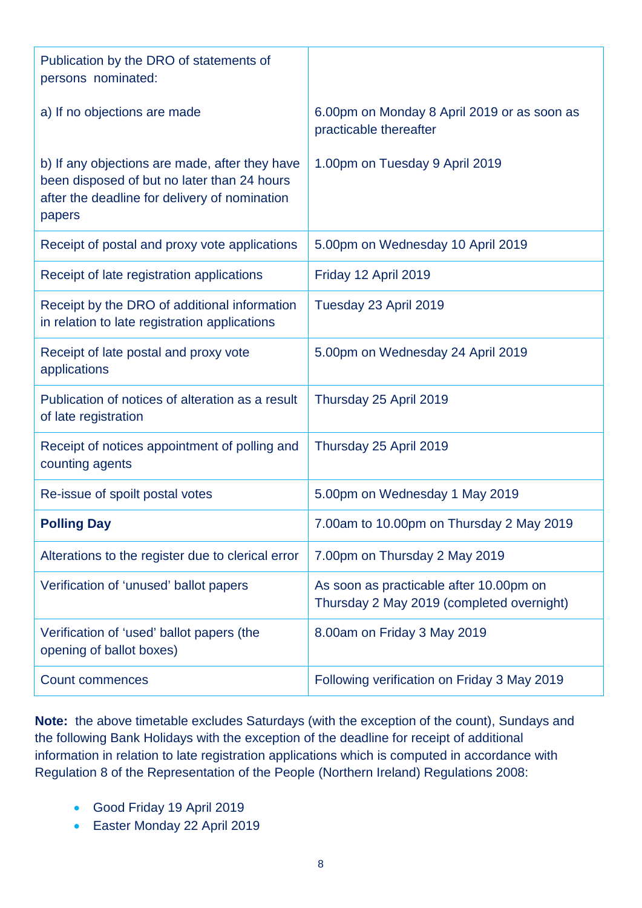| | |
|---|---|
| Publication by the DRO of statements of persons nominated: | |
| a) If no objections are made | 6.00pm on Monday 8 April 2019 or as soon as practicable thereafter |
| b) If any objections are made, after they have been disposed of but no later than 24 hours after the deadline for delivery of nomination papers | 1.00pm on Tuesday 9 April 2019 |
| Receipt of postal and proxy vote applications | 5.00pm on Wednesday 10 April 2019 |
| Receipt of late registration applications | Friday 12 April 2019 |
| Receipt by the DRO of additional information in relation to late registration applications | Tuesday 23 April 2019 |
| Receipt of late postal and proxy vote applications | 5.00pm on Wednesday 24 April 2019 |
| Publication of notices of alteration as a result of late registration | Thursday 25 April 2019 |
| Receipt of notices appointment of polling and counting agents | Thursday 25 April 2019 |
| Re-issue of spoilt postal votes | 5.00pm on Wednesday 1 May 2019 |
| **Polling Day** | 7.00am to 10.00pm on Thursday 2 May 2019 |
| Alterations to the register due to clerical error | 7.00pm on Thursday 2 May 2019 |
| Verification of 'unused' ballot papers | As soon as practicable after 10.00pm on Thursday 2 May 2019 (completed overnight) |
| Verification of 'used' ballot papers (the opening of ballot boxes) | 8.00am on Friday 3 May 2019 |
| Count commences | Following verification on Friday 3 May 2019 |

**Note:** the above timetable excludes Saturdays (with the exception of the count), Sundays and the following Bank Holidays with the exception of the deadline for receipt of additional information in relation to late registration applications which is computed in accordance with Regulation 8 of the Representation of the People (Northern Ireland) Regulations 2008:

- Good Friday 19 April 2019
- Easter Monday 22 April 2019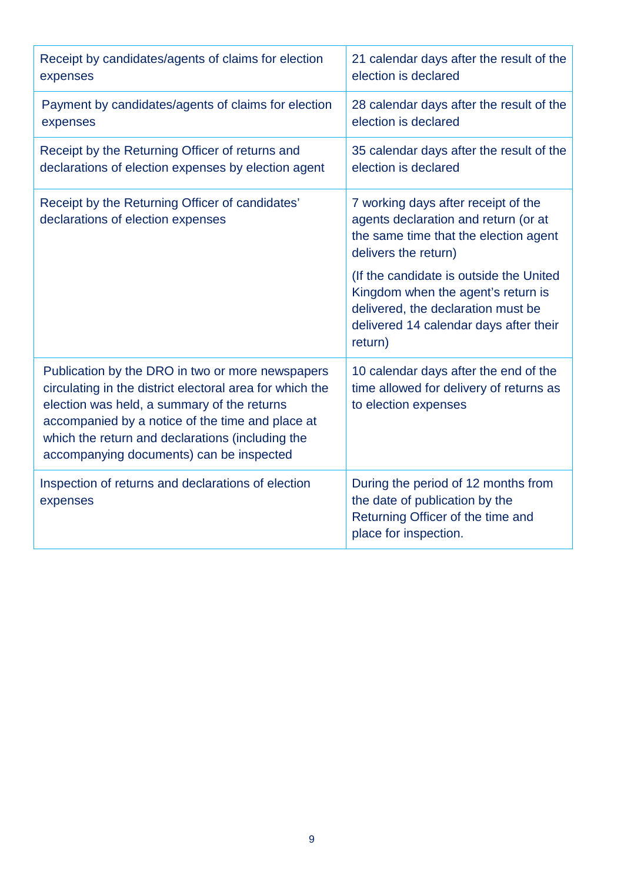| | |
|---|---|
| Receipt by candidates/agents of claims for election expenses | 21 calendar days after the result of the election is declared |
| Payment by candidates/agents of claims for election expenses | 28 calendar days after the result of the election is declared |
| Receipt by the Returning Officer of returns and declarations of election expenses by election agent | 35 calendar days after the result of the election is declared |
| Receipt by the Returning Officer of candidates' declarations of election expenses | 7 working days after receipt of the agents declaration and return (or at the same time that the election agent delivers the return)<br><br>(If the candidate is outside the United Kingdom when the agent's return is delivered, the declaration must be delivered 14 calendar days after their return) |
| Publication by the DRO in two or more newspapers circulating in the district electoral area for which the election was held, a summary of the returns accompanied by a notice of the time and place at which the return and declarations (including the accompanying documents) can be inspected | 10 calendar days after the end of the time allowed for delivery of returns as to election expenses |
| Inspection of returns and declarations of election expenses | During the period of 12 months from the date of publication by the Returning Officer of the time and place for inspection. |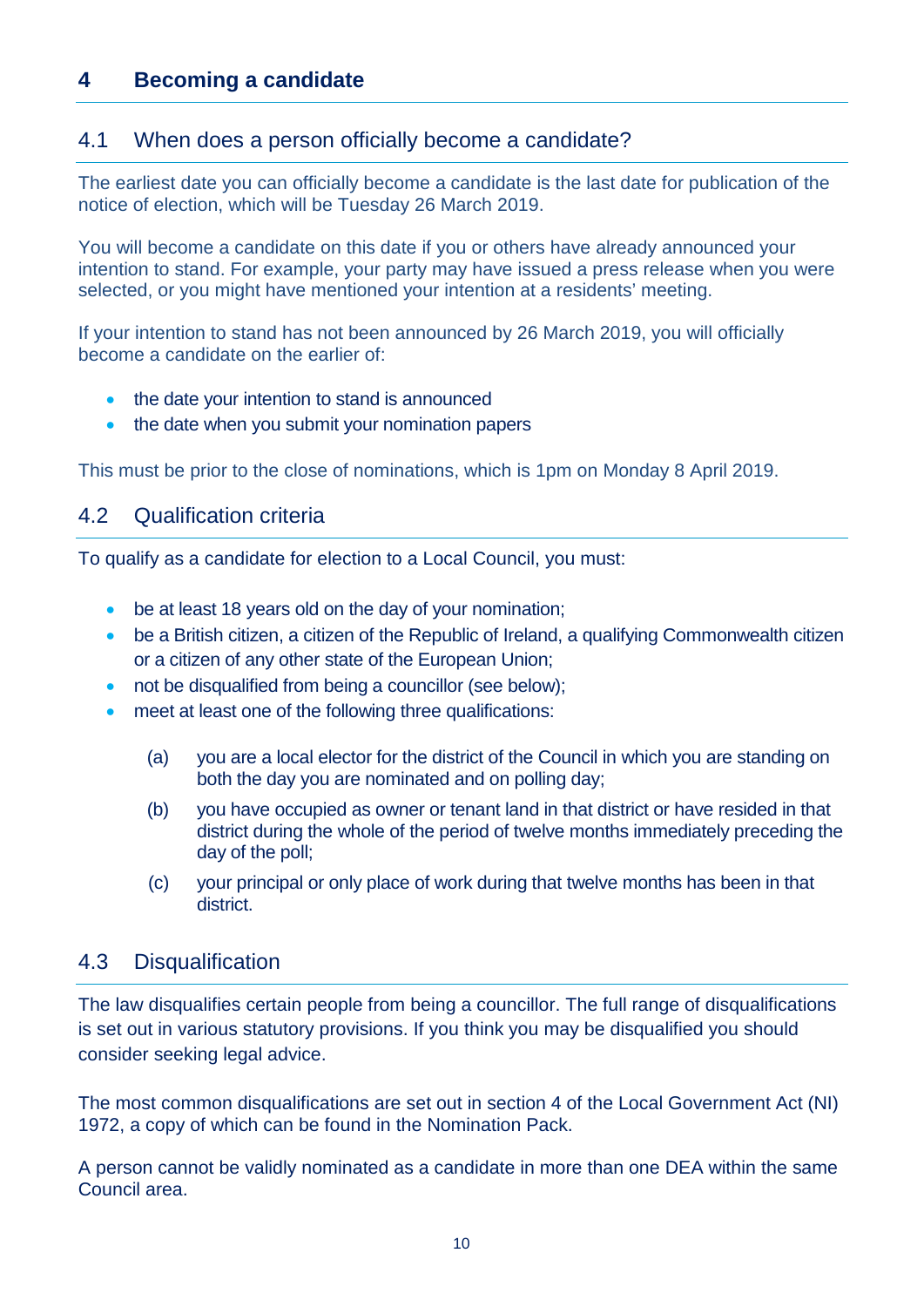# 4 Becoming a candidate

## 4.1 When does a person officially become a candidate?

The earliest date you can officially become a candidate is the last date for publication of the notice of election, which will be Tuesday 26 March 2019.

You will become a candidate on this date if you or others have already announced your intention to stand. For example, your party may have issued a press release when you were selected, or you might have mentioned your intention at a residents' meeting.

If your intention to stand has not been announced by 26 March 2019, you will officially become a candidate on the earlier of:

- the date your intention to stand is announced
- the date when you submit your nomination papers

This must be prior to the close of nominations, which is 1pm on Monday 8 April 2019.

## 4.2 Qualification criteria

To qualify as a candidate for election to a Local Council, you must:

- be at least 18 years old on the day of your nomination;
- be a British citizen, a citizen of the Republic of Ireland, a qualifying Commonwealth citizen or a citizen of any other state of the European Union;
- not be disqualified from being a councillor (see below);
- meet at least one of the following three qualifications:

  (a) you are a local elector for the district of the Council in which you are standing on both the day you are nominated and on polling day;

  (b) you have occupied as owner or tenant land in that district or have resided in that district during the whole of the period of twelve months immediately preceding the day of the poll;

  (c) your principal or only place of work during that twelve months has been in that district.

## 4.3 Disqualification

The law disqualifies certain people from being a councillor. The full range of disqualifications is set out in various statutory provisions. If you think you may be disqualified you should consider seeking legal advice.

The most common disqualifications are set out in section 4 of the Local Government Act (NI) 1972, a copy of which can be found in the Nomination Pack.

A person cannot be validly nominated as a candidate in more than one DEA within the same Council area.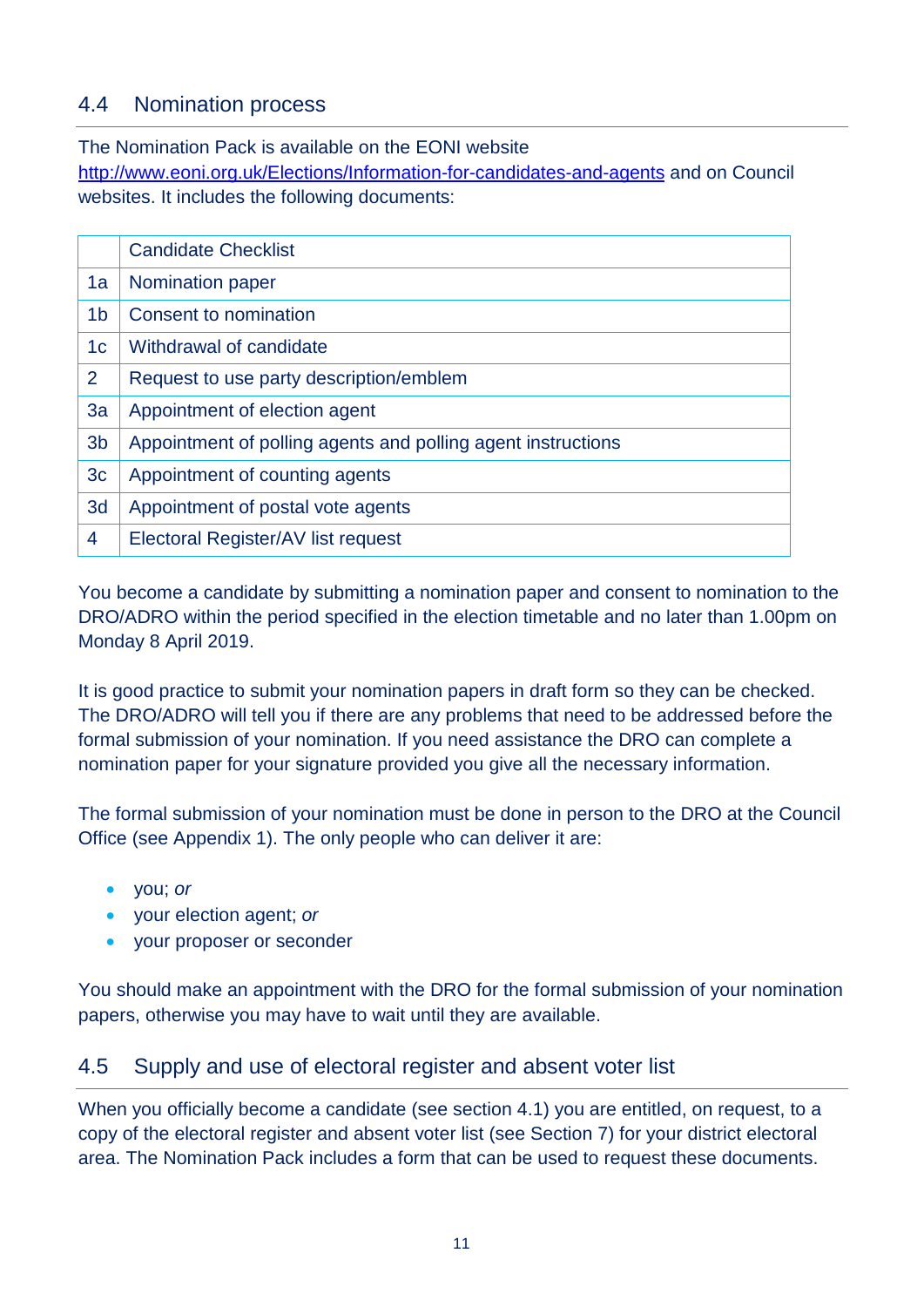## 4.4 Nomination process

The Nomination Pack is available on the EONI website [http://www.eoni.org.uk/Elections/Information-for-candidates-and-agents](http://www.eoni.org.uk/Elections/Information-for-candidates-and-agents) and on Council websites. It includes the following documents:

| | Candidate Checklist |
|---|---|
| 1a | Nomination paper |
| 1b | Consent to nomination |
| 1c | Withdrawal of candidate |
| 2 | Request to use party description/emblem |
| 3a | Appointment of election agent |
| 3b | Appointment of polling agents and polling agent instructions |
| 3c | Appointment of counting agents |
| 3d | Appointment of postal vote agents |
| 4 | Electoral Register/AV list request |

You become a candidate by submitting a nomination paper and consent to nomination to the DRO/ADRO within the period specified in the election timetable and no later than 1.00pm on Monday 8 April 2019.

It is good practice to submit your nomination papers in draft form so they can be checked. The DRO/ADRO will tell you if there are any problems that need to be addressed before the formal submission of your nomination. If you need assistance the DRO can complete a nomination paper for your signature provided you give all the necessary information.

The formal submission of your nomination must be done in person to the DRO at the Council Office (see Appendix 1). The only people who can deliver it are:

- you; *or*
- your election agent; *or*
- your proposer or seconder

You should make an appointment with the DRO for the formal submission of your nomination papers, otherwise you may have to wait until they are available.

## 4.5 Supply and use of electoral register and absent voter list

When you officially become a candidate (see section 4.1) you are entitled, on request, to a copy of the electoral register and absent voter list (see Section 7) for your district electoral area. The Nomination Pack includes a form that can be used to request these documents.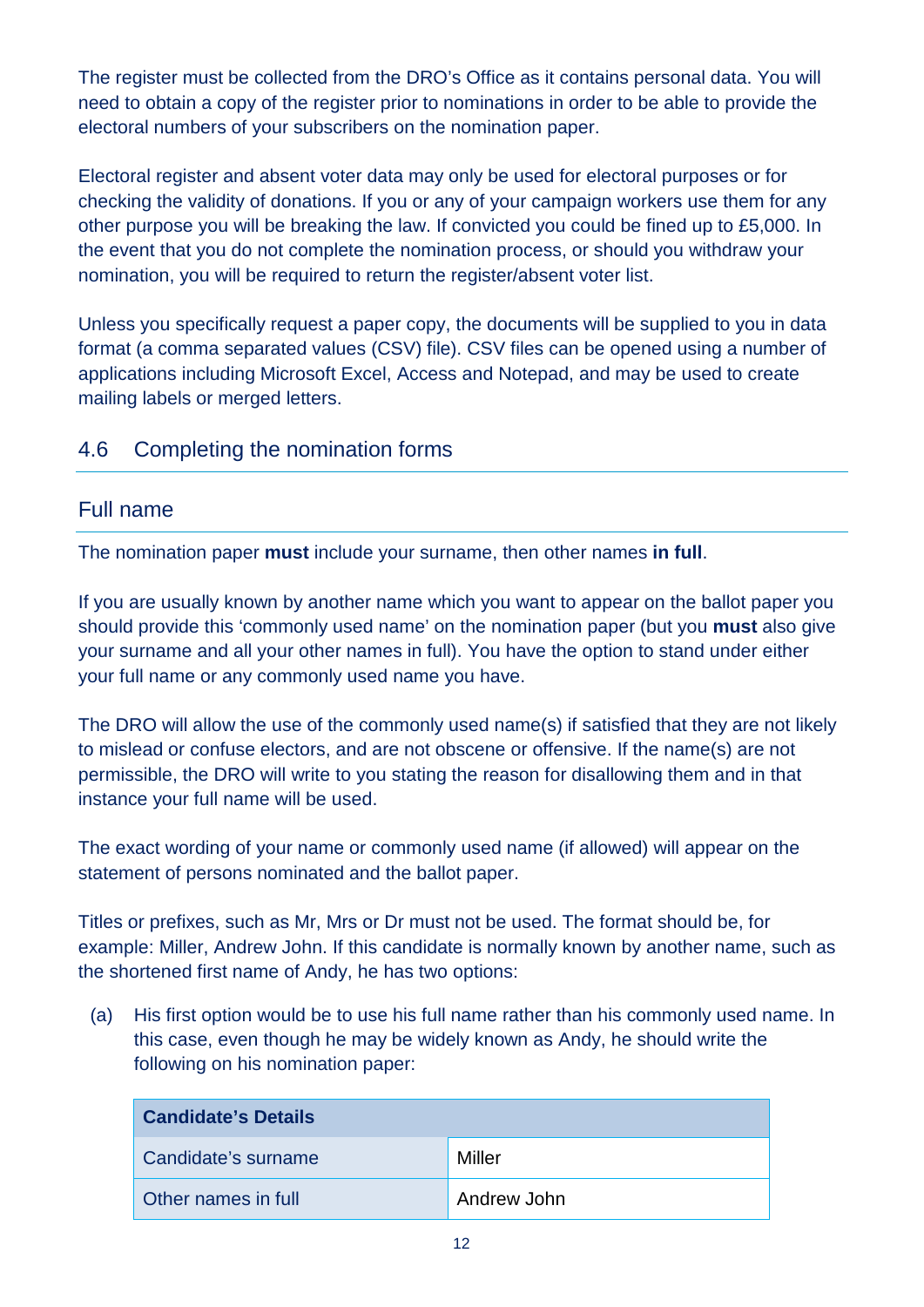The register must be collected from the DRO's Office as it contains personal data. You will need to obtain a copy of the register prior to nominations in order to be able to provide the electoral numbers of your subscribers on the nomination paper.

Electoral register and absent voter data may only be used for electoral purposes or for checking the validity of donations. If you or any of your campaign workers use them for any other purpose you will be breaking the law. If convicted you could be fined up to £5,000. In the event that you do not complete the nomination process, or should you withdraw your nomination, you will be required to return the register/absent voter list.

Unless you specifically request a paper copy, the documents will be supplied to you in data format (a comma separated values (CSV) file). CSV files can be opened using a number of applications including Microsoft Excel, Access and Notepad, and may be used to create mailing labels or merged letters.

## 4.6 Completing the nomination forms

### Full name

The nomination paper **must** include your surname, then other names **in full**.

If you are usually known by another name which you want to appear on the ballot paper you should provide this 'commonly used name' on the nomination paper (but you **must** also give your surname and all your other names in full). You have the option to stand under either your full name or any commonly used name you have.

The DRO will allow the use of the commonly used name(s) if satisfied that they are not likely to mislead or confuse electors, and are not obscene or offensive. If the name(s) are not permissible, the DRO will write to you stating the reason for disallowing them and in that instance your full name will be used.

The exact wording of your name or commonly used name (if allowed) will appear on the statement of persons nominated and the ballot paper.

Titles or prefixes, such as Mr, Mrs or Dr must not be used. The format should be, for example: Miller, Andrew John. If this candidate is normally known by another name, such as the shortened first name of Andy, he has two options:

(a) His first option would be to use his full name rather than his commonly used name. In this case, even though he may be widely known as Andy, he should write the following on his nomination paper:

| Candidate's Details | |
|---|---|
| Candidate's surname | Miller |
| Other names in full | Andrew John |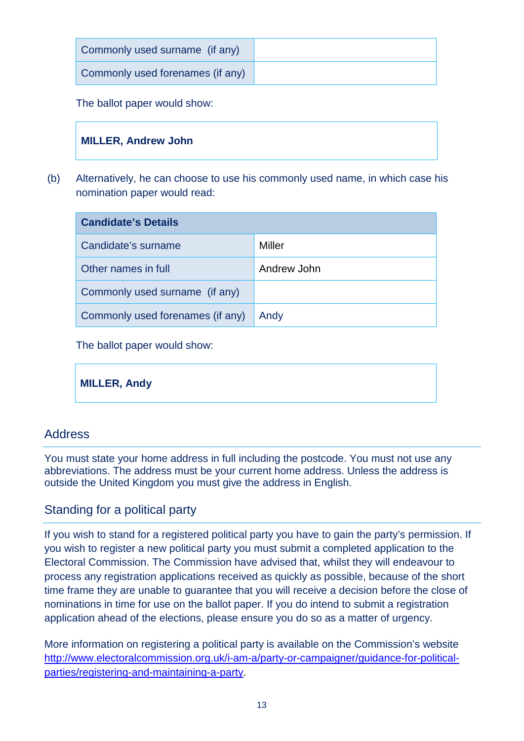| Commonly used surname (if any) | |
| --- | --- |
| Commonly used forenames (if any) | |

The ballot paper would show:

**MILLER, Andrew John**

(b) Alternatively, he can choose to use his commonly used name, in which case his nomination paper would read:

| **Candidate's Details** | |
| --- | --- |
| Candidate's surname | Miller |
| Other names in full | Andrew John |
| Commonly used surname (if any) | |
| Commonly used forenames (if any) | Andy |

The ballot paper would show:

**MILLER, Andy**

## Address

You must state your home address in full including the postcode. You must not use any abbreviations. The address must be your current home address. Unless the address is outside the United Kingdom you must give the address in English.

## Standing for a political party

If you wish to stand for a registered political party you have to gain the party's permission. If you wish to register a new political party you must submit a completed application to the Electoral Commission. The Commission have advised that, whilst they will endeavour to process any registration applications received as quickly as possible, because of the short time frame they are unable to guarantee that you will receive a decision before the close of nominations in time for use on the ballot paper. If you do intend to submit a registration application ahead of the elections, please ensure you do so as a matter of urgency.

More information on registering a political party is available on the Commission's website [http://www.electoralcommission.org.uk/i-am-a/party-or-campaigner/guidance-for-political-parties/registering-and-maintaining-a-party](http://www.electoralcommission.org.uk/i-am-a/party-or-campaigner/guidance-for-political-parties/registering-and-maintaining-a-party).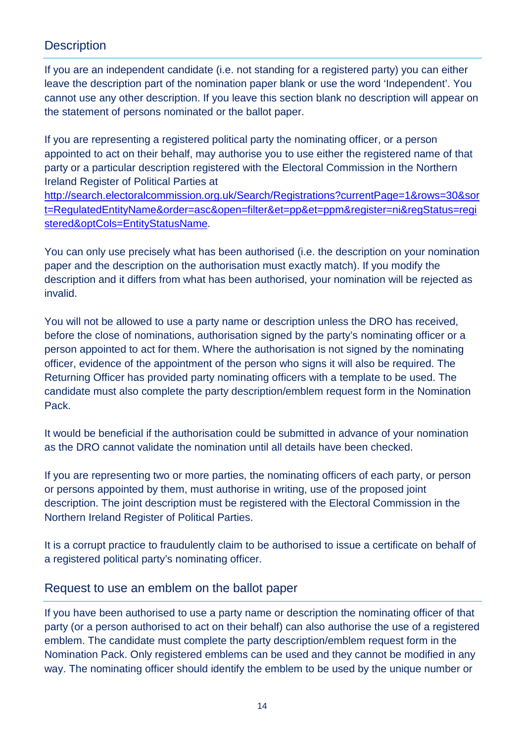## Description

If you are an independent candidate (i.e. not standing for a registered party) you can either leave the description part of the nomination paper blank or use the word 'Independent'. You cannot use any other description. If you leave this section blank no description will appear on the statement of persons nominated or the ballot paper.

If you are representing a registered political party the nominating officer, or a person appointed to act on their behalf, may authorise you to use either the registered name of that party or a particular description registered with the Electoral Commission in the Northern Ireland Register of Political Parties at [http://search.electoralcommission.org.uk/Search/Registrations?currentPage=1&rows=30&sort=RegulatedEntityName&order=asc&open=filter&et=pp&et=ppm&register=ni&regStatus=registered&optCols=EntityStatusName](http://search.electoralcommission.org.uk/Search/Registrations?currentPage=1&rows=30&sort=RegulatedEntityName&order=asc&open=filter&et=pp&et=ppm&register=ni&regStatus=registered&optCols=EntityStatusName).

You can only use precisely what has been authorised (i.e. the description on your nomination paper and the description on the authorisation must exactly match). If you modify the description and it differs from what has been authorised, your nomination will be rejected as invalid.

You will not be allowed to use a party name or description unless the DRO has received, before the close of nominations, authorisation signed by the party's nominating officer or a person appointed to act for them. Where the authorisation is not signed by the nominating officer, evidence of the appointment of the person who signs it will also be required. The Returning Officer has provided party nominating officers with a template to be used. The candidate must also complete the party description/emblem request form in the Nomination Pack.

It would be beneficial if the authorisation could be submitted in advance of your nomination as the DRO cannot validate the nomination until all details have been checked.

If you are representing two or more parties, the nominating officers of each party, or person or persons appointed by them, must authorise in writing, use of the proposed joint description. The joint description must be registered with the Electoral Commission in the Northern Ireland Register of Political Parties.

It is a corrupt practice to fraudulently claim to be authorised to issue a certificate on behalf of a registered political party's nominating officer.

## Request to use an emblem on the ballot paper

If you have been authorised to use a party name or description the nominating officer of that party (or a person authorised to act on their behalf) can also authorise the use of a registered emblem. The candidate must complete the party description/emblem request form in the Nomination Pack. Only registered emblems can be used and they cannot be modified in any way. The nominating officer should identify the emblem to be used by the unique number or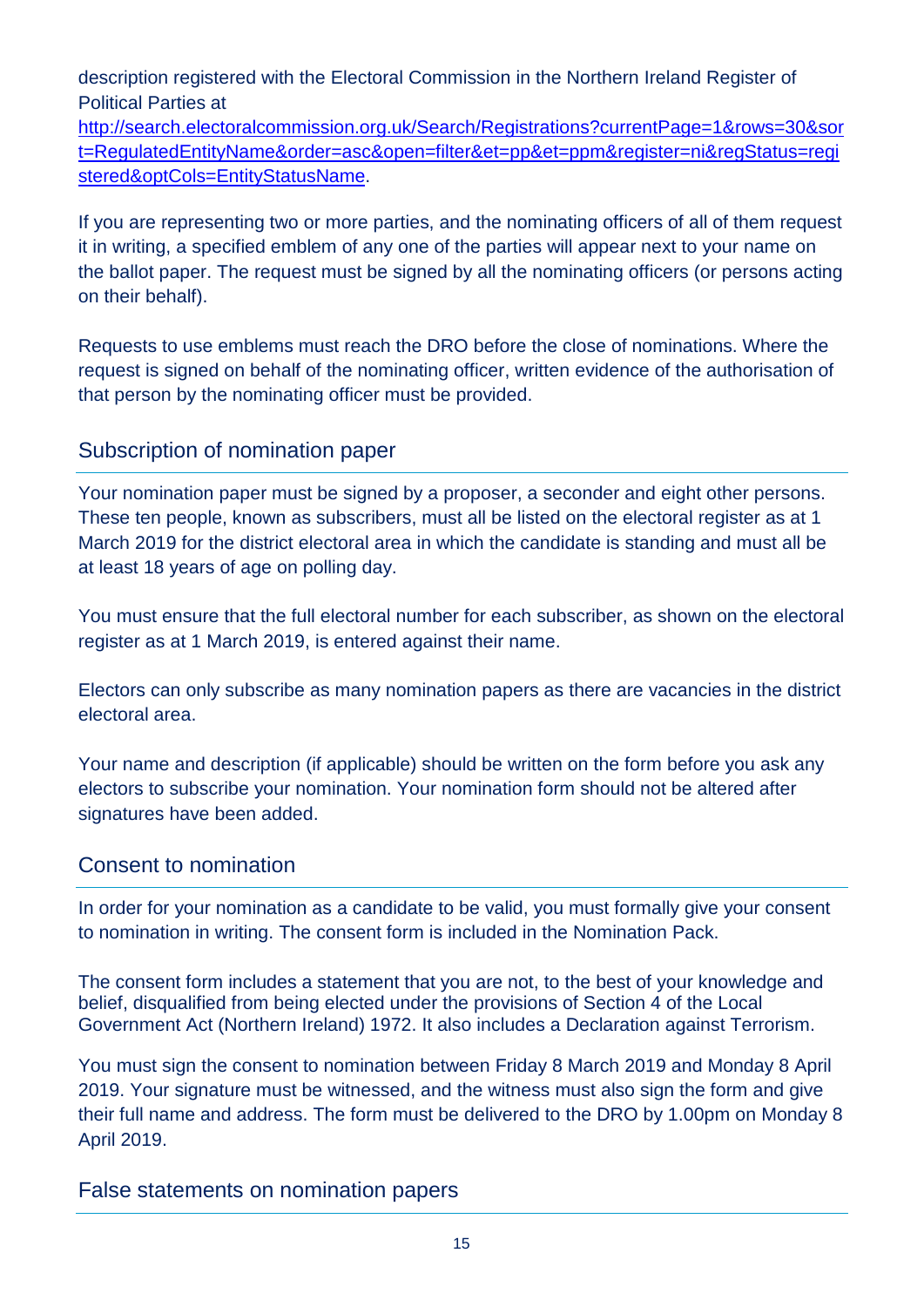description registered with the Electoral Commission in the Northern Ireland Register of Political Parties at [http://search.electoralcommission.org.uk/Search/Registrations?currentPage=1&rows=30&sort=RegulatedEntityName&order=asc&open=filter&et=pp&et=ppm&register=ni&regStatus=registered&optCols=EntityStatusName](http://search.electoralcommission.org.uk/Search/Registrations?currentPage=1&rows=30&sort=RegulatedEntityName&order=asc&open=filter&et=pp&et=ppm&register=ni&regStatus=registered&optCols=EntityStatusName).

If you are representing two or more parties, and the nominating officers of all of them request it in writing, a specified emblem of any one of the parties will appear next to your name on the ballot paper. The request must be signed by all the nominating officers (or persons acting on their behalf).

Requests to use emblems must reach the DRO before the close of nominations. Where the request is signed on behalf of the nominating officer, written evidence of the authorisation of that person by the nominating officer must be provided.

## Subscription of nomination paper

Your nomination paper must be signed by a proposer, a seconder and eight other persons. These ten people, known as subscribers, must all be listed on the electoral register as at 1 March 2019 for the district electoral area in which the candidate is standing and must all be at least 18 years of age on polling day.

You must ensure that the full electoral number for each subscriber, as shown on the electoral register as at 1 March 2019, is entered against their name.

Electors can only subscribe as many nomination papers as there are vacancies in the district electoral area.

Your name and description (if applicable) should be written on the form before you ask any electors to subscribe your nomination. Your nomination form should not be altered after signatures have been added.

## Consent to nomination

In order for your nomination as a candidate to be valid, you must formally give your consent to nomination in writing. The consent form is included in the Nomination Pack.

The consent form includes a statement that you are not, to the best of your knowledge and belief, disqualified from being elected under the provisions of Section 4 of the Local Government Act (Northern Ireland) 1972. It also includes a Declaration against Terrorism.

You must sign the consent to nomination between Friday 8 March 2019 and Monday 8 April 2019. Your signature must be witnessed, and the witness must also sign the form and give their full name and address. The form must be delivered to the DRO by 1.00pm on Monday 8 April 2019.

## False statements on nomination papers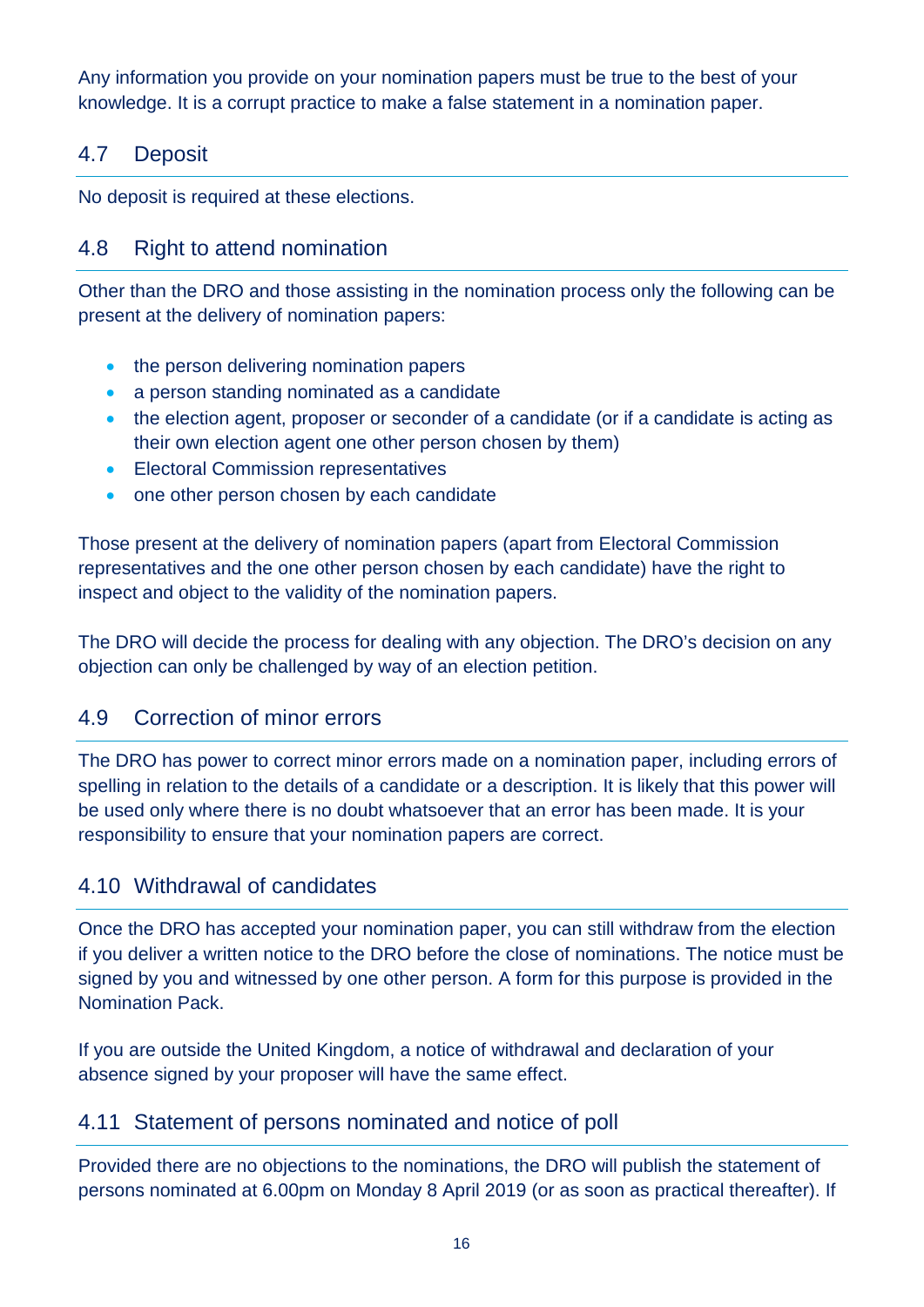Any information you provide on your nomination papers must be true to the best of your knowledge. It is a corrupt practice to make a false statement in a nomination paper.

## 4.7 Deposit

No deposit is required at these elections.

## 4.8 Right to attend nomination

Other than the DRO and those assisting in the nomination process only the following can be present at the delivery of nomination papers:

- the person delivering nomination papers
- a person standing nominated as a candidate
- the election agent, proposer or seconder of a candidate (or if a candidate is acting as their own election agent one other person chosen by them)
- Electoral Commission representatives
- one other person chosen by each candidate

Those present at the delivery of nomination papers (apart from Electoral Commission representatives and the one other person chosen by each candidate) have the right to inspect and object to the validity of the nomination papers.

The DRO will decide the process for dealing with any objection. The DRO's decision on any objection can only be challenged by way of an election petition.

## 4.9 Correction of minor errors

The DRO has power to correct minor errors made on a nomination paper, including errors of spelling in relation to the details of a candidate or a description. It is likely that this power will be used only where there is no doubt whatsoever that an error has been made. It is your responsibility to ensure that your nomination papers are correct.

## 4.10 Withdrawal of candidates

Once the DRO has accepted your nomination paper, you can still withdraw from the election if you deliver a written notice to the DRO before the close of nominations. The notice must be signed by you and witnessed by one other person. A form for this purpose is provided in the Nomination Pack.

If you are outside the United Kingdom, a notice of withdrawal and declaration of your absence signed by your proposer will have the same effect.

## 4.11 Statement of persons nominated and notice of poll

Provided there are no objections to the nominations, the DRO will publish the statement of persons nominated at 6.00pm on Monday 8 April 2019 (or as soon as practical thereafter). If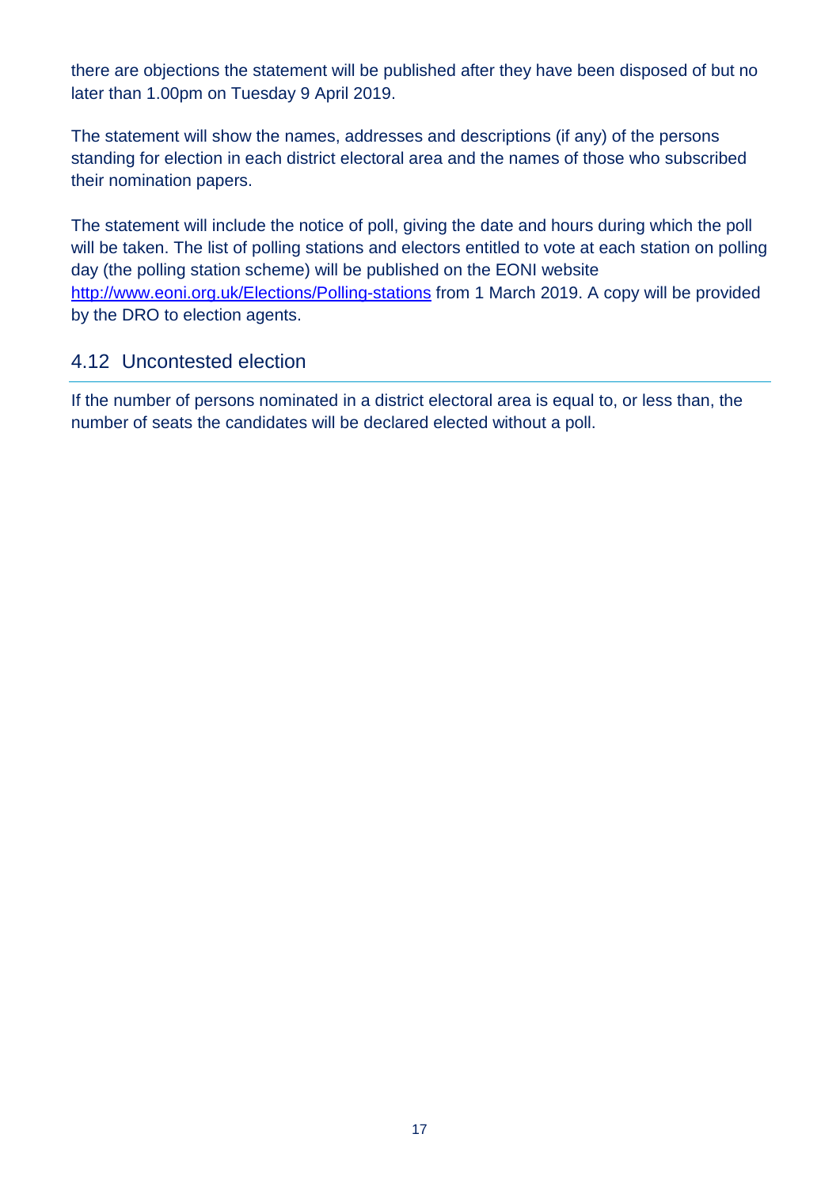there are objections the statement will be published after they have been disposed of but no later than 1.00pm on Tuesday 9 April 2019.

The statement will show the names, addresses and descriptions (if any) of the persons standing for election in each district electoral area and the names of those who subscribed their nomination papers.

The statement will include the notice of poll, giving the date and hours during which the poll will be taken. The list of polling stations and electors entitled to vote at each station on polling day (the polling station scheme) will be published on the EONI website [http://www.eoni.org.uk/Elections/Polling-stations](http://www.eoni.org.uk/Elections/Polling-stations) from 1 March 2019. A copy will be provided by the DRO to election agents.

## 4.12 Uncontested election

If the number of persons nominated in a district electoral area is equal to, or less than, the number of seats the candidates will be declared elected without a poll.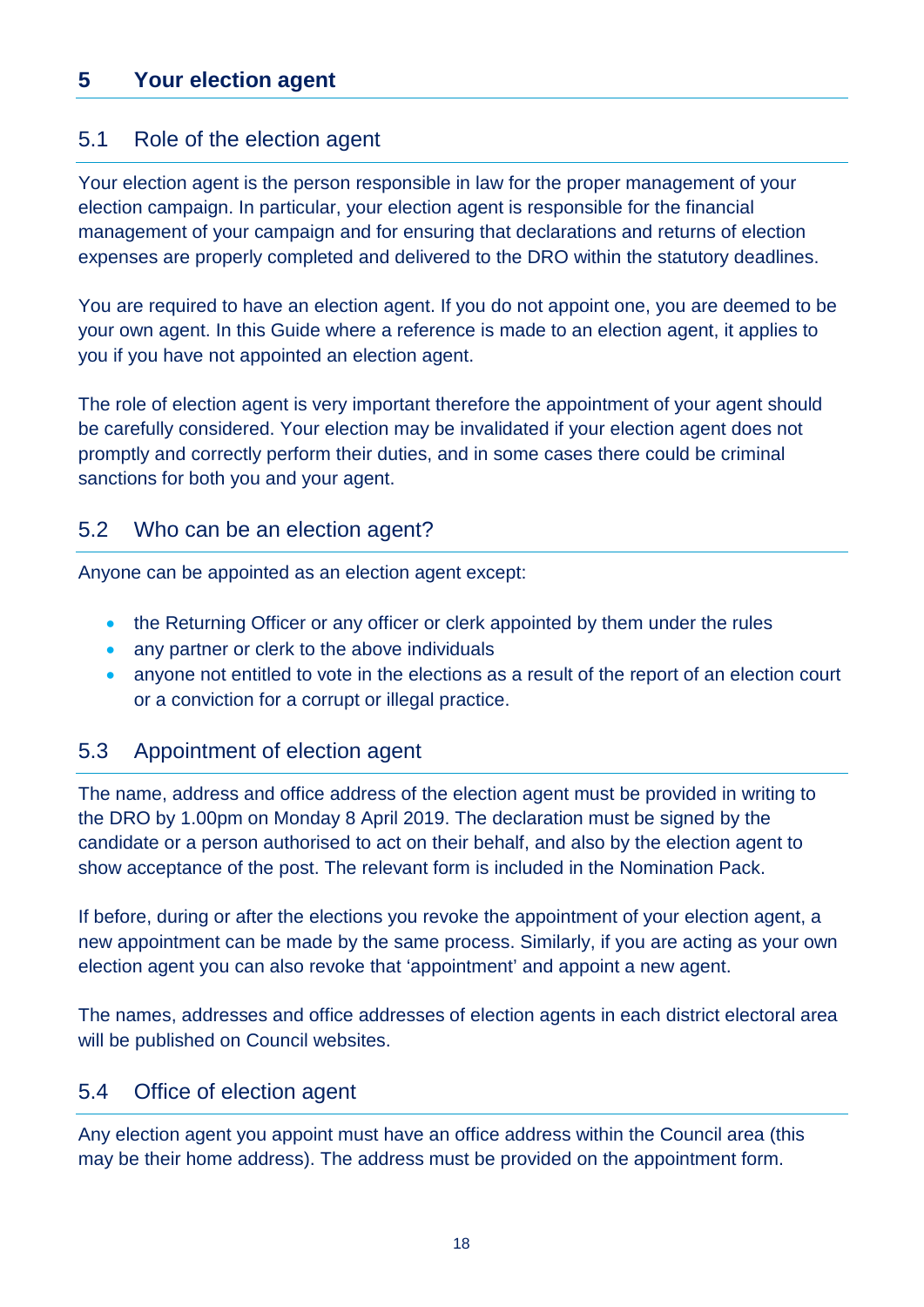# 5 Your election agent

## 5.1 Role of the election agent

Your election agent is the person responsible in law for the proper management of your election campaign. In particular, your election agent is responsible for the financial management of your campaign and for ensuring that declarations and returns of election expenses are properly completed and delivered to the DRO within the statutory deadlines.

You are required to have an election agent. If you do not appoint one, you are deemed to be your own agent. In this Guide where a reference is made to an election agent, it applies to you if you have not appointed an election agent.

The role of election agent is very important therefore the appointment of your agent should be carefully considered. Your election may be invalidated if your election agent does not promptly and correctly perform their duties, and in some cases there could be criminal sanctions for both you and your agent.

## 5.2 Who can be an election agent?

Anyone can be appointed as an election agent except:

- the Returning Officer or any officer or clerk appointed by them under the rules
- any partner or clerk to the above individuals
- anyone not entitled to vote in the elections as a result of the report of an election court or a conviction for a corrupt or illegal practice.

## 5.3 Appointment of election agent

The name, address and office address of the election agent must be provided in writing to the DRO by 1.00pm on Monday 8 April 2019. The declaration must be signed by the candidate or a person authorised to act on their behalf, and also by the election agent to show acceptance of the post. The relevant form is included in the Nomination Pack.

If before, during or after the elections you revoke the appointment of your election agent, a new appointment can be made by the same process. Similarly, if you are acting as your own election agent you can also revoke that 'appointment' and appoint a new agent.

The names, addresses and office addresses of election agents in each district electoral area will be published on Council websites.

## 5.4 Office of election agent

Any election agent you appoint must have an office address within the Council area (this may be their home address). The address must be provided on the appointment form.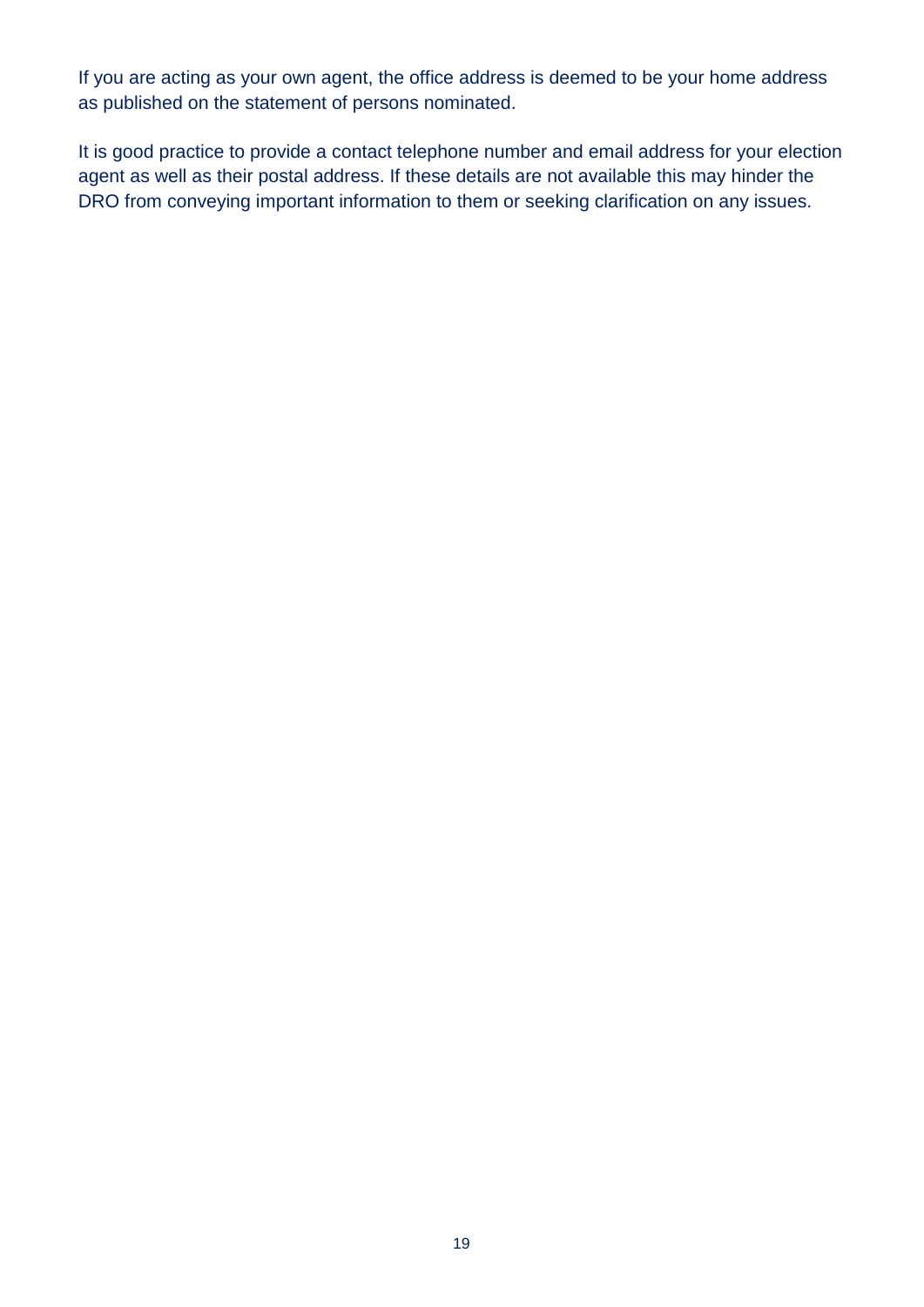If you are acting as your own agent, the office address is deemed to be your home address as published on the statement of persons nominated.

It is good practice to provide a contact telephone number and email address for your election agent as well as their postal address. If these details are not available this may hinder the DRO from conveying important information to them or seeking clarification on any issues.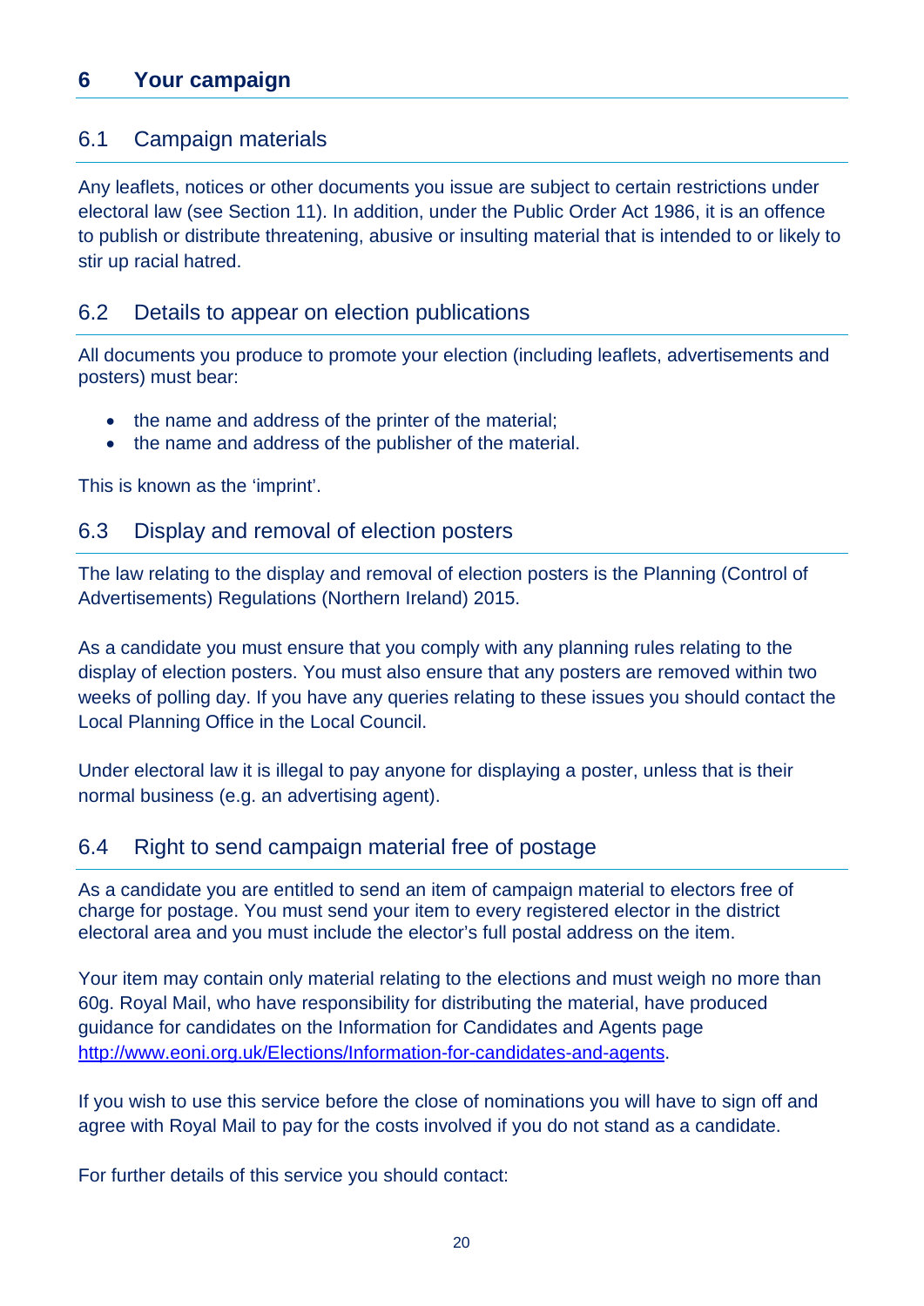## 6 Your campaign

### 6.1 Campaign materials

Any leaflets, notices or other documents you issue are subject to certain restrictions under electoral law (see Section 11). In addition, under the Public Order Act 1986, it is an offence to publish or distribute threatening, abusive or insulting material that is intended to or likely to stir up racial hatred.

### 6.2 Details to appear on election publications

All documents you produce to promote your election (including leaflets, advertisements and posters) must bear:

- the name and address of the printer of the material;
- the name and address of the publisher of the material.

This is known as the 'imprint'.

### 6.3 Display and removal of election posters

The law relating to the display and removal of election posters is the Planning (Control of Advertisements) Regulations (Northern Ireland) 2015.

As a candidate you must ensure that you comply with any planning rules relating to the display of election posters. You must also ensure that any posters are removed within two weeks of polling day. If you have any queries relating to these issues you should contact the Local Planning Office in the Local Council.

Under electoral law it is illegal to pay anyone for displaying a poster, unless that is their normal business (e.g. an advertising agent).

### 6.4 Right to send campaign material free of postage

As a candidate you are entitled to send an item of campaign material to electors free of charge for postage. You must send your item to every registered elector in the district electoral area and you must include the elector's full postal address on the item.

Your item may contain only material relating to the elections and must weigh no more than 60g. Royal Mail, who have responsibility for distributing the material, have produced guidance for candidates on the Information for Candidates and Agents page [http://www.eoni.org.uk/Elections/Information-for-candidates-and-agents](http://www.eoni.org.uk/Elections/Information-for-candidates-and-agents).

If you wish to use this service before the close of nominations you will have to sign off and agree with Royal Mail to pay for the costs involved if you do not stand as a candidate.

For further details of this service you should contact: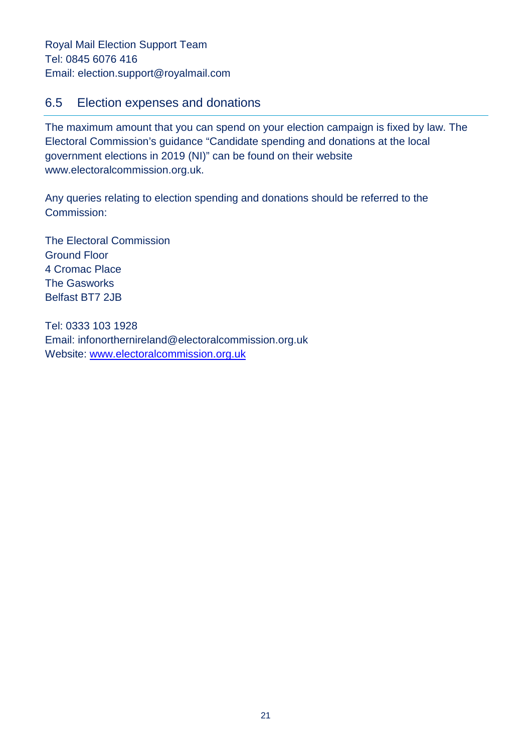Royal Mail Election Support Team
Tel: 0845 6076 416
Email: election.support@royalmail.com

## 6.5 Election expenses and donations

The maximum amount that you can spend on your election campaign is fixed by law. The Electoral Commission's guidance "Candidate spending and donations at the local government elections in 2019 (NI)" can be found on their website www.electoralcommission.org.uk.

Any queries relating to election spending and donations should be referred to the Commission:

The Electoral Commission
Ground Floor
4 Cromac Place
The Gasworks
Belfast BT7 2JB

Tel: 0333 103 1928
Email: infonorthernireland@electoralcommission.org.uk
Website: [www.electoralcommission.org.uk](http://www.electoralcommission.org.uk)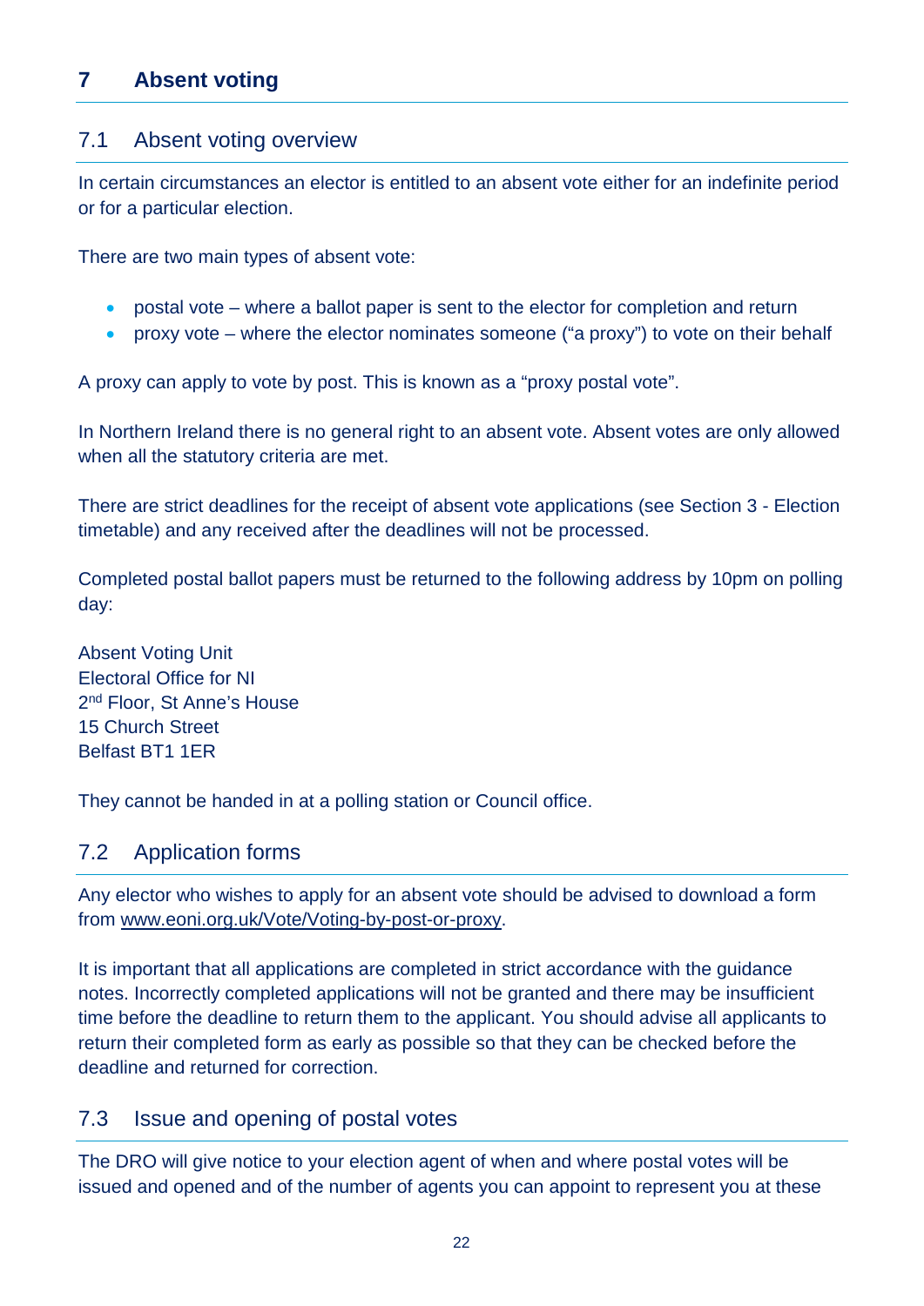# 7 Absent voting

## 7.1 Absent voting overview

In certain circumstances an elector is entitled to an absent vote either for an indefinite period or for a particular election.

There are two main types of absent vote:

- postal vote – where a ballot paper is sent to the elector for completion and return
- proxy vote – where the elector nominates someone ("a proxy") to vote on their behalf

A proxy can apply to vote by post. This is known as a "proxy postal vote".

In Northern Ireland there is no general right to an absent vote. Absent votes are only allowed when all the statutory criteria are met.

There are strict deadlines for the receipt of absent vote applications (see Section 3 - Election timetable) and any received after the deadlines will not be processed.

Completed postal ballot papers must be returned to the following address by 10pm on polling day:

Absent Voting Unit
Electoral Office for NI
2nd Floor, St Anne's House
15 Church Street
Belfast BT1 1ER

They cannot be handed in at a polling station or Council office.

## 7.2 Application forms

Any elector who wishes to apply for an absent vote should be advised to download a form from www.eoni.org.uk/Vote/Voting-by-post-or-proxy.

It is important that all applications are completed in strict accordance with the guidance notes. Incorrectly completed applications will not be granted and there may be insufficient time before the deadline to return them to the applicant. You should advise all applicants to return their completed form as early as possible so that they can be checked before the deadline and returned for correction.

## 7.3 Issue and opening of postal votes

The DRO will give notice to your election agent of when and where postal votes will be issued and opened and of the number of agents you can appoint to represent you at these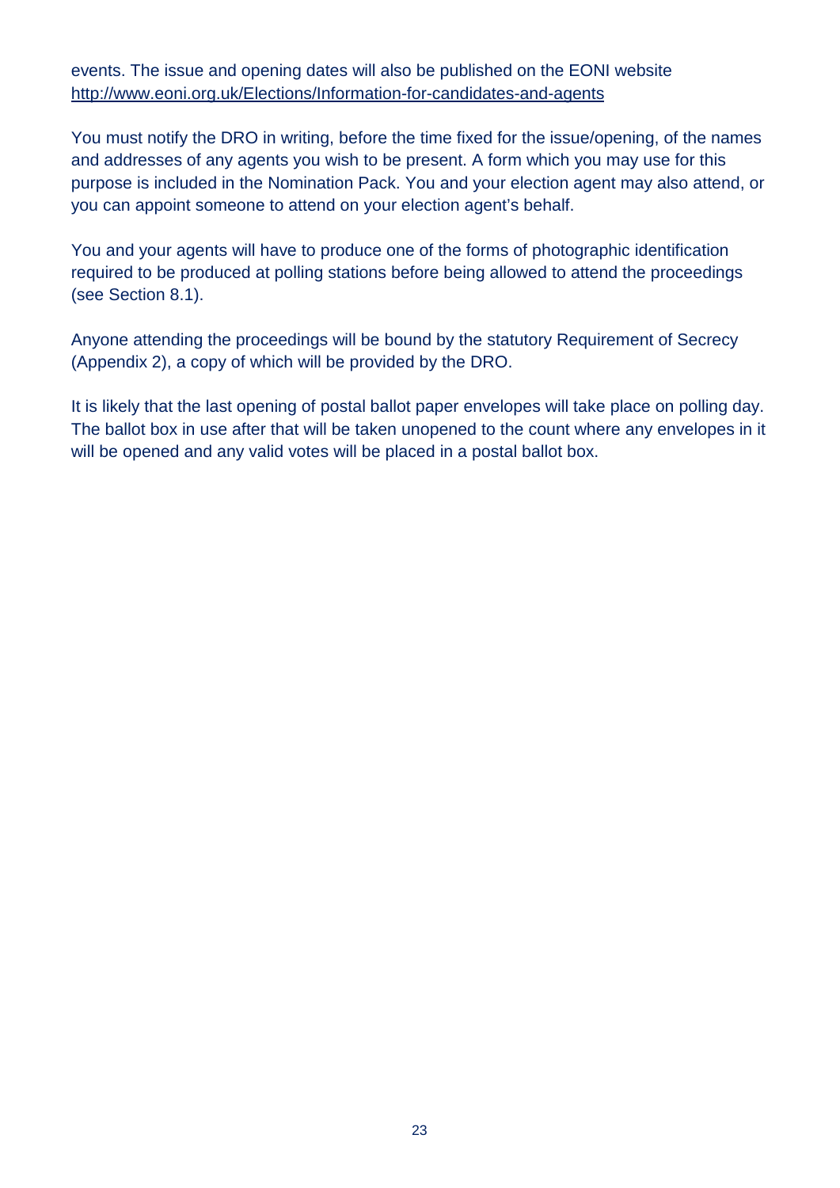events. The issue and opening dates will also be published on the EONI website [http://www.eoni.org.uk/Elections/Information-for-candidates-and-agents](http://www.eoni.org.uk/Elections/Information-for-candidates-and-agents)

You must notify the DRO in writing, before the time fixed for the issue/opening, of the names and addresses of any agents you wish to be present. A form which you may use for this purpose is included in the Nomination Pack. You and your election agent may also attend, or you can appoint someone to attend on your election agent's behalf.

You and your agents will have to produce one of the forms of photographic identification required to be produced at polling stations before being allowed to attend the proceedings (see Section 8.1).

Anyone attending the proceedings will be bound by the statutory Requirement of Secrecy (Appendix 2), a copy of which will be provided by the DRO.

It is likely that the last opening of postal ballot paper envelopes will take place on polling day. The ballot box in use after that will be taken unopened to the count where any envelopes in it will be opened and any valid votes will be placed in a postal ballot box.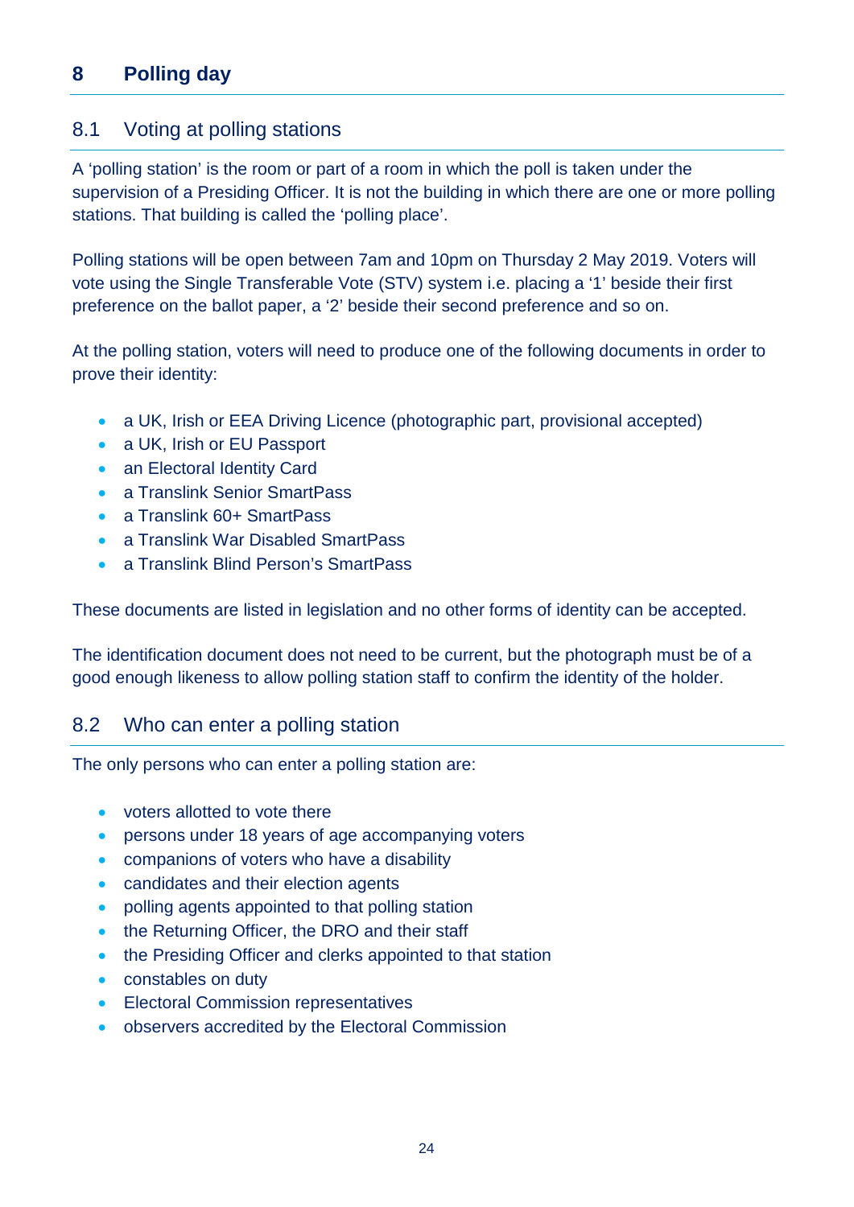# 8 Polling day

## 8.1 Voting at polling stations

A ‘polling station’ is the room or part of a room in which the poll is taken under the supervision of a Presiding Officer. It is not the building in which there are one or more polling stations. That building is called the ‘polling place’.

Polling stations will be open between 7am and 10pm on Thursday 2 May 2019. Voters will vote using the Single Transferable Vote (STV) system i.e. placing a ‘1’ beside their first preference on the ballot paper, a ‘2’ beside their second preference and so on.

At the polling station, voters will need to produce one of the following documents in order to prove their identity:

- a UK, Irish or EEA Driving Licence (photographic part, provisional accepted)
- a UK, Irish or EU Passport
- an Electoral Identity Card
- a Translink Senior SmartPass
- a Translink 60+ SmartPass
- a Translink War Disabled SmartPass
- a Translink Blind Person’s SmartPass

These documents are listed in legislation and no other forms of identity can be accepted.

The identification document does not need to be current, but the photograph must be of a good enough likeness to allow polling station staff to confirm the identity of the holder.

## 8.2 Who can enter a polling station

The only persons who can enter a polling station are:

- voters allotted to vote there
- persons under 18 years of age accompanying voters
- companions of voters who have a disability
- candidates and their election agents
- polling agents appointed to that polling station
- the Returning Officer, the DRO and their staff
- the Presiding Officer and clerks appointed to that station
- constables on duty
- Electoral Commission representatives
- observers accredited by the Electoral Commission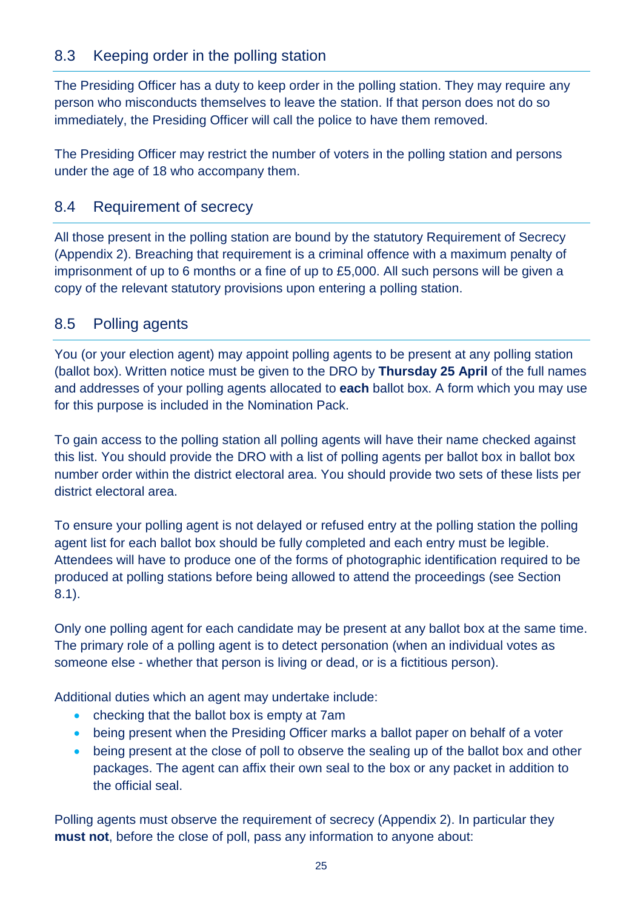## 8.3 Keeping order in the polling station

The Presiding Officer has a duty to keep order in the polling station. They may require any person who misconducts themselves to leave the station. If that person does not do so immediately, the Presiding Officer will call the police to have them removed.

The Presiding Officer may restrict the number of voters in the polling station and persons under the age of 18 who accompany them.

## 8.4 Requirement of secrecy

All those present in the polling station are bound by the statutory Requirement of Secrecy (Appendix 2). Breaching that requirement is a criminal offence with a maximum penalty of imprisonment of up to 6 months or a fine of up to £5,000. All such persons will be given a copy of the relevant statutory provisions upon entering a polling station.

## 8.5 Polling agents

You (or your election agent) may appoint polling agents to be present at any polling station (ballot box). Written notice must be given to the DRO by **Thursday 25 April** of the full names and addresses of your polling agents allocated to **each** ballot box. A form which you may use for this purpose is included in the Nomination Pack.

To gain access to the polling station all polling agents will have their name checked against this list. You should provide the DRO with a list of polling agents per ballot box in ballot box number order within the district electoral area. You should provide two sets of these lists per district electoral area.

To ensure your polling agent is not delayed or refused entry at the polling station the polling agent list for each ballot box should be fully completed and each entry must be legible. Attendees will have to produce one of the forms of photographic identification required to be produced at polling stations before being allowed to attend the proceedings (see Section 8.1).

Only one polling agent for each candidate may be present at any ballot box at the same time. The primary role of a polling agent is to detect personation (when an individual votes as someone else - whether that person is living or dead, or is a fictitious person).

Additional duties which an agent may undertake include:

- checking that the ballot box is empty at 7am
- being present when the Presiding Officer marks a ballot paper on behalf of a voter
- being present at the close of poll to observe the sealing up of the ballot box and other packages. The agent can affix their own seal to the box or any packet in addition to the official seal.

Polling agents must observe the requirement of secrecy (Appendix 2). In particular they **must not**, before the close of poll, pass any information to anyone about: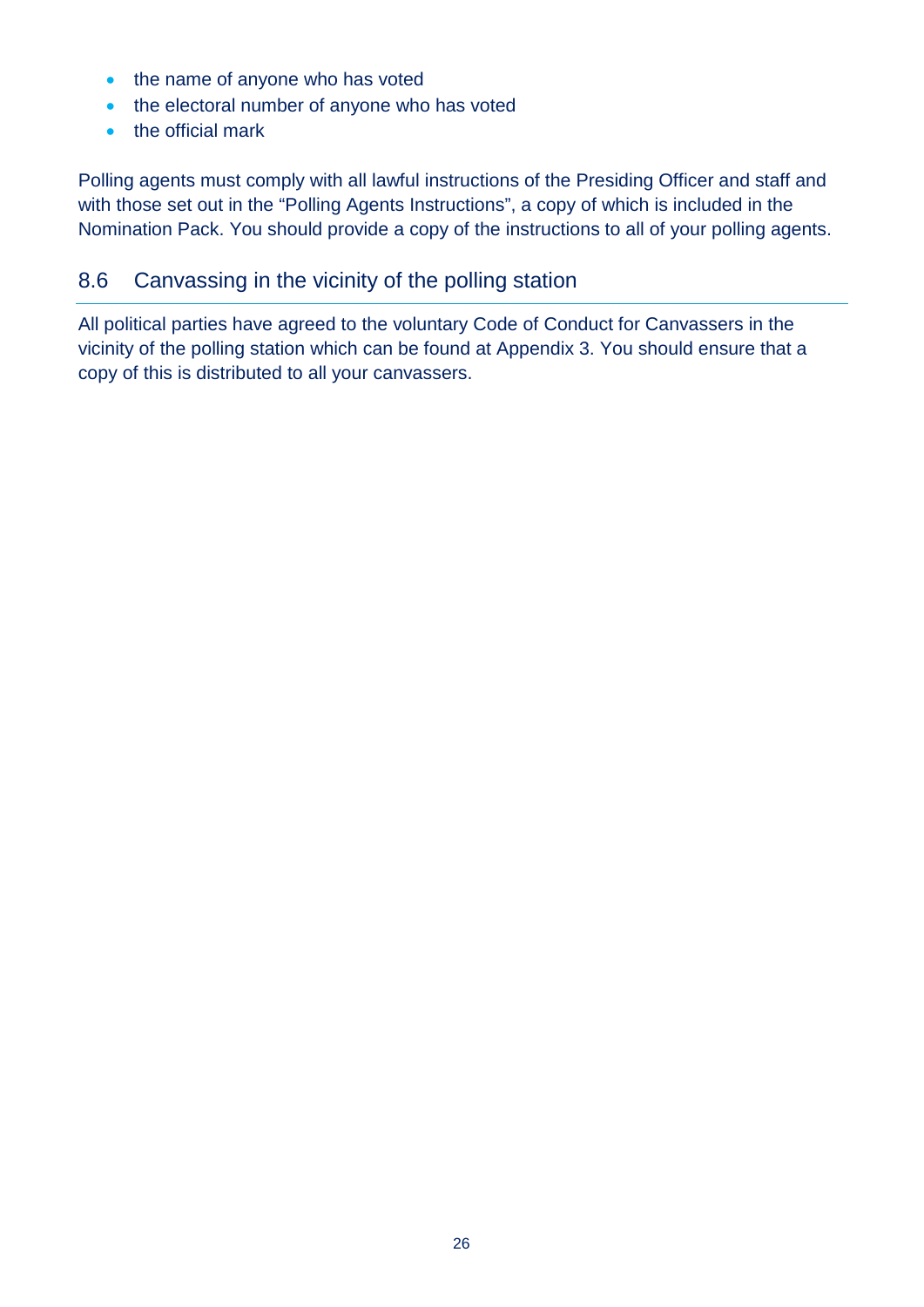- the name of anyone who has voted
- the electoral number of anyone who has voted
- the official mark

Polling agents must comply with all lawful instructions of the Presiding Officer and staff and with those set out in the "Polling Agents Instructions", a copy of which is included in the Nomination Pack. You should provide a copy of the instructions to all of your polling agents.

## 8.6 Canvassing in the vicinity of the polling station

All political parties have agreed to the voluntary Code of Conduct for Canvassers in the vicinity of the polling station which can be found at Appendix 3. You should ensure that a copy of this is distributed to all your canvassers.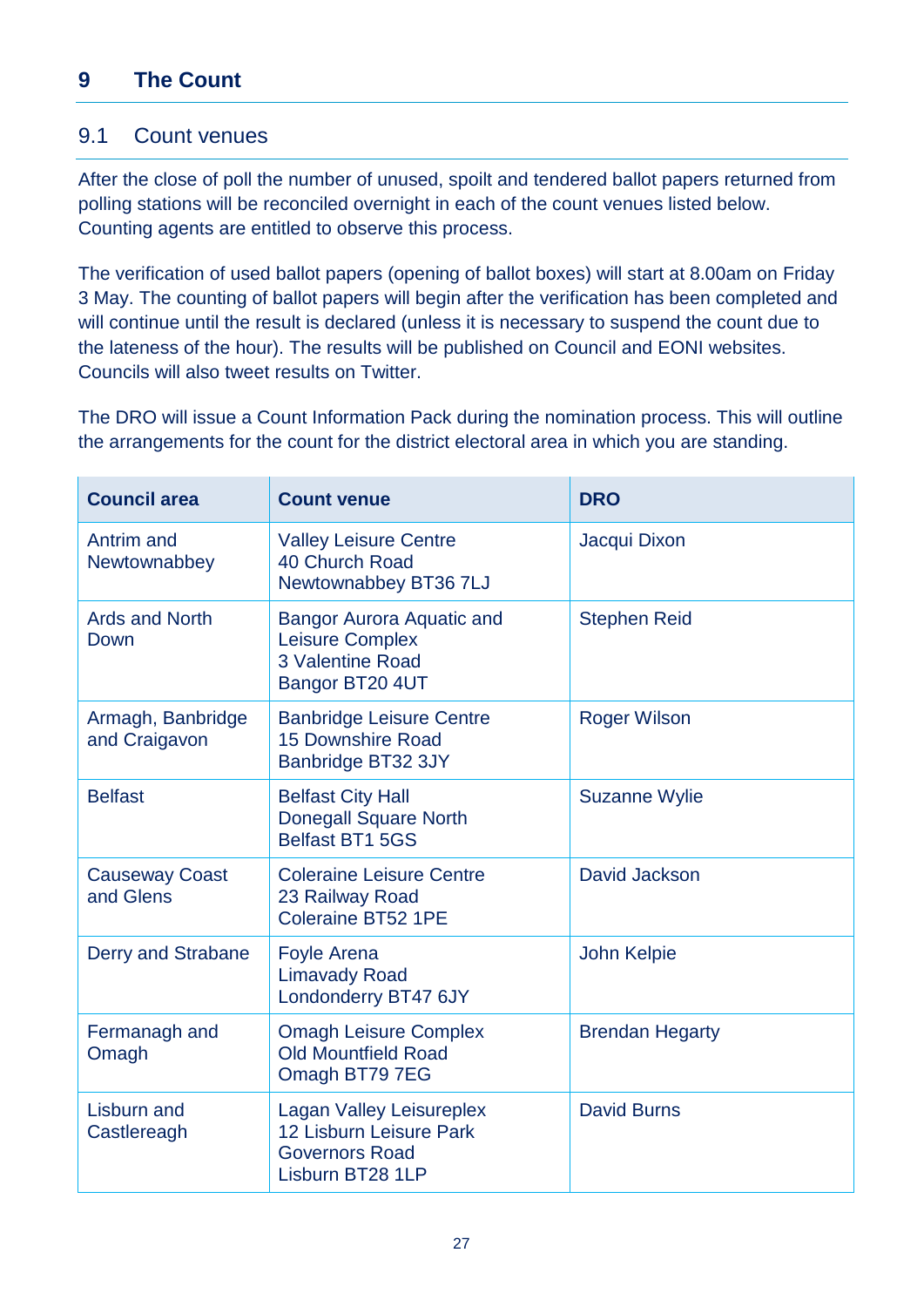# 9 The Count

## 9.1 Count venues

After the close of poll the number of unused, spoilt and tendered ballot papers returned from polling stations will be reconciled overnight in each of the count venues listed below. Counting agents are entitled to observe this process.

The verification of used ballot papers (opening of ballot boxes) will start at 8.00am on Friday 3 May. The counting of ballot papers will begin after the verification has been completed and will continue until the result is declared (unless it is necessary to suspend the count due to the lateness of the hour). The results will be published on Council and EONI websites. Councils will also tweet results on Twitter.

The DRO will issue a Count Information Pack during the nomination process. This will outline the arrangements for the count for the district electoral area in which you are standing.

| Council area | Count venue | DRO |
|---|---|---|
| Antrim and Newtownabbey | Valley Leisure Centre<br>40 Church Road<br>Newtownabbey BT36 7LJ | Jacqui Dixon |
| Ards and North Down | Bangor Aurora Aquatic and Leisure Complex<br>3 Valentine Road<br>Bangor BT20 4UT | Stephen Reid |
| Armagh, Banbridge and Craigavon | Banbridge Leisure Centre<br>15 Downshire Road<br>Banbridge BT32 3JY | Roger Wilson |
| Belfast | Belfast City Hall<br>Donegall Square North<br>Belfast BT1 5GS | Suzanne Wylie |
| Causeway Coast and Glens | Coleraine Leisure Centre<br>23 Railway Road<br>Coleraine BT52 1PE | David Jackson |
| Derry and Strabane | Foyle Arena<br>Limavady Road<br>Londonderry BT47 6JY | John Kelpie |
| Fermanagh and Omagh | Omagh Leisure Complex<br>Old Mountfield Road<br>Omagh BT79 7EG | Brendan Hegarty |
| Lisburn and Castlereagh | Lagan Valley Leisureplex<br>12 Lisburn Leisure Park<br>Governors Road<br>Lisburn BT28 1LP | David Burns |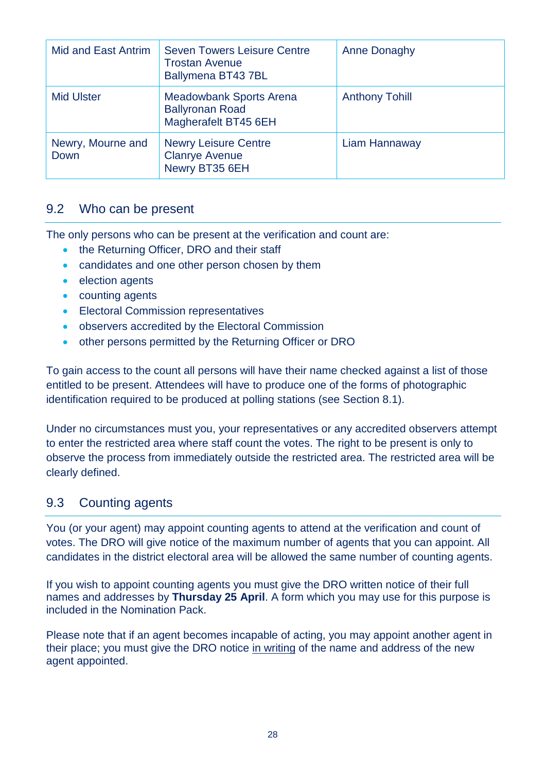| | | |
|---|---|---|
| Mid and East Antrim | Seven Towers Leisure Centre<br>Trostan Avenue<br>Ballymena BT43 7BL | Anne Donaghy |
| Mid Ulster | Meadowbank Sports Arena<br>Ballyronan Road<br>Magherafelt BT45 6EH | Anthony Tohill |
| Newry, Mourne and Down | Newry Leisure Centre<br>Clanrye Avenue<br>Newry BT35 6EH | Liam Hannaway |

## 9.2 Who can be present

The only persons who can be present at the verification and count are:

- the Returning Officer, DRO and their staff
- candidates and one other person chosen by them
- election agents
- counting agents
- Electoral Commission representatives
- observers accredited by the Electoral Commission
- other persons permitted by the Returning Officer or DRO

To gain access to the count all persons will have their name checked against a list of those entitled to be present. Attendees will have to produce one of the forms of photographic identification required to be produced at polling stations (see Section 8.1).

Under no circumstances must you, your representatives or any accredited observers attempt to enter the restricted area where staff count the votes. The right to be present is only to observe the process from immediately outside the restricted area. The restricted area will be clearly defined.

## 9.3 Counting agents

You (or your agent) may appoint counting agents to attend at the verification and count of votes. The DRO will give notice of the maximum number of agents that you can appoint. All candidates in the district electoral area will be allowed the same number of counting agents.

If you wish to appoint counting agents you must give the DRO written notice of their full names and addresses by **Thursday 25 April**. A form which you may use for this purpose is included in the Nomination Pack.

Please note that if an agent becomes incapable of acting, you may appoint another agent in their place; you must give the DRO notice in writing of the name and address of the new agent appointed.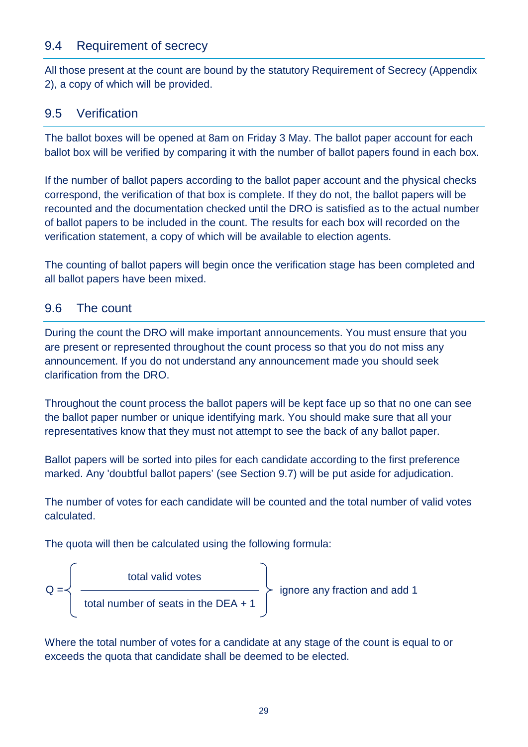## 9.4 Requirement of secrecy

All those present at the count are bound by the statutory Requirement of Secrecy (Appendix 2), a copy of which will be provided.

## 9.5 Verification

The ballot boxes will be opened at 8am on Friday 3 May. The ballot paper account for each ballot box will be verified by comparing it with the number of ballot papers found in each box.

If the number of ballot papers according to the ballot paper account and the physical checks correspond, the verification of that box is complete. If they do not, the ballot papers will be recounted and the documentation checked until the DRO is satisfied as to the actual number of ballot papers to be included in the count. The results for each box will recorded on the verification statement, a copy of which will be available to election agents.

The counting of ballot papers will begin once the verification stage has been completed and all ballot papers have been mixed.

## 9.6 The count

During the count the DRO will make important announcements. You must ensure that you are present or represented throughout the count process so that you do not miss any announcement. If you do not understand any announcement made you should seek clarification from the DRO.

Throughout the count process the ballot papers will be kept face up so that no one can see the ballot paper number or unique identifying mark. You should make sure that all your representatives know that they must not attempt to see the back of any ballot paper.

Ballot papers will be sorted into piles for each candidate according to the first preference marked. Any 'doubtful ballot papers' (see Section 9.7) will be put aside for adjudication.

The number of votes for each candidate will be counted and the total number of valid votes calculated.

The quota will then be calculated using the following formula:

$$Q = \left\{ \frac{\text{total valid votes}}{\text{total number of seats in the DEA + 1}} \right\} \text{ ignore any fraction and add 1}$$

Where the total number of votes for a candidate at any stage of the count is equal to or exceeds the quota that candidate shall be deemed to be elected.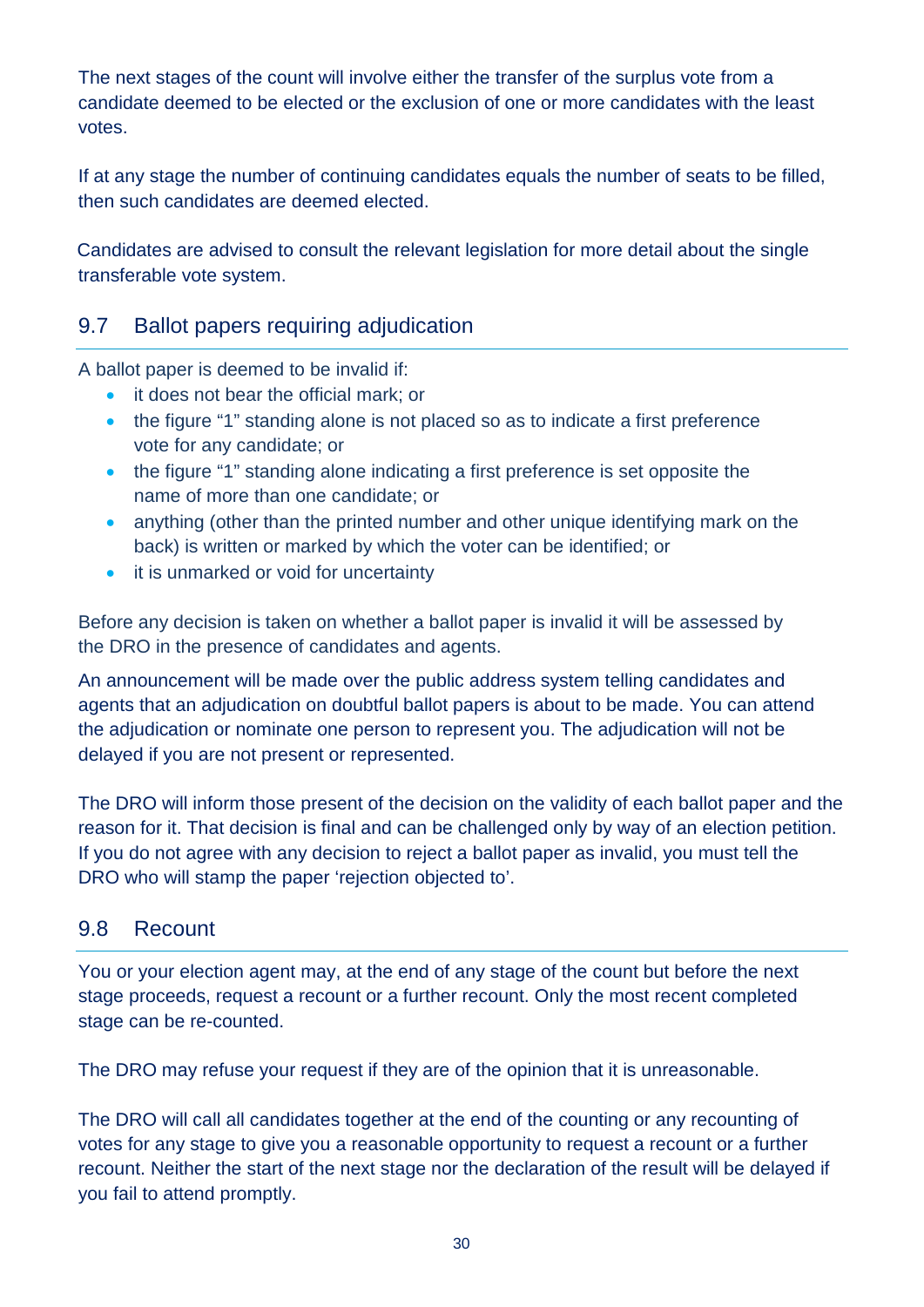The next stages of the count will involve either the transfer of the surplus vote from a candidate deemed to be elected or the exclusion of one or more candidates with the least votes.

If at any stage the number of continuing candidates equals the number of seats to be filled, then such candidates are deemed elected.

Candidates are advised to consult the relevant legislation for more detail about the single transferable vote system.

## 9.7 Ballot papers requiring adjudication

A ballot paper is deemed to be invalid if:

- it does not bear the official mark; or
- the figure "1" standing alone is not placed so as to indicate a first preference vote for any candidate; or
- the figure "1" standing alone indicating a first preference is set opposite the name of more than one candidate; or
- anything (other than the printed number and other unique identifying mark on the back) is written or marked by which the voter can be identified; or
- it is unmarked or void for uncertainty

Before any decision is taken on whether a ballot paper is invalid it will be assessed by the DRO in the presence of candidates and agents.

An announcement will be made over the public address system telling candidates and agents that an adjudication on doubtful ballot papers is about to be made. You can attend the adjudication or nominate one person to represent you. The adjudication will not be delayed if you are not present or represented.

The DRO will inform those present of the decision on the validity of each ballot paper and the reason for it. That decision is final and can be challenged only by way of an election petition. If you do not agree with any decision to reject a ballot paper as invalid, you must tell the DRO who will stamp the paper 'rejection objected to'.

## 9.8 Recount

You or your election agent may, at the end of any stage of the count but before the next stage proceeds, request a recount or a further recount. Only the most recent completed stage can be re-counted.

The DRO may refuse your request if they are of the opinion that it is unreasonable.

The DRO will call all candidates together at the end of the counting or any recounting of votes for any stage to give you a reasonable opportunity to request a recount or a further recount. Neither the start of the next stage nor the declaration of the result will be delayed if you fail to attend promptly.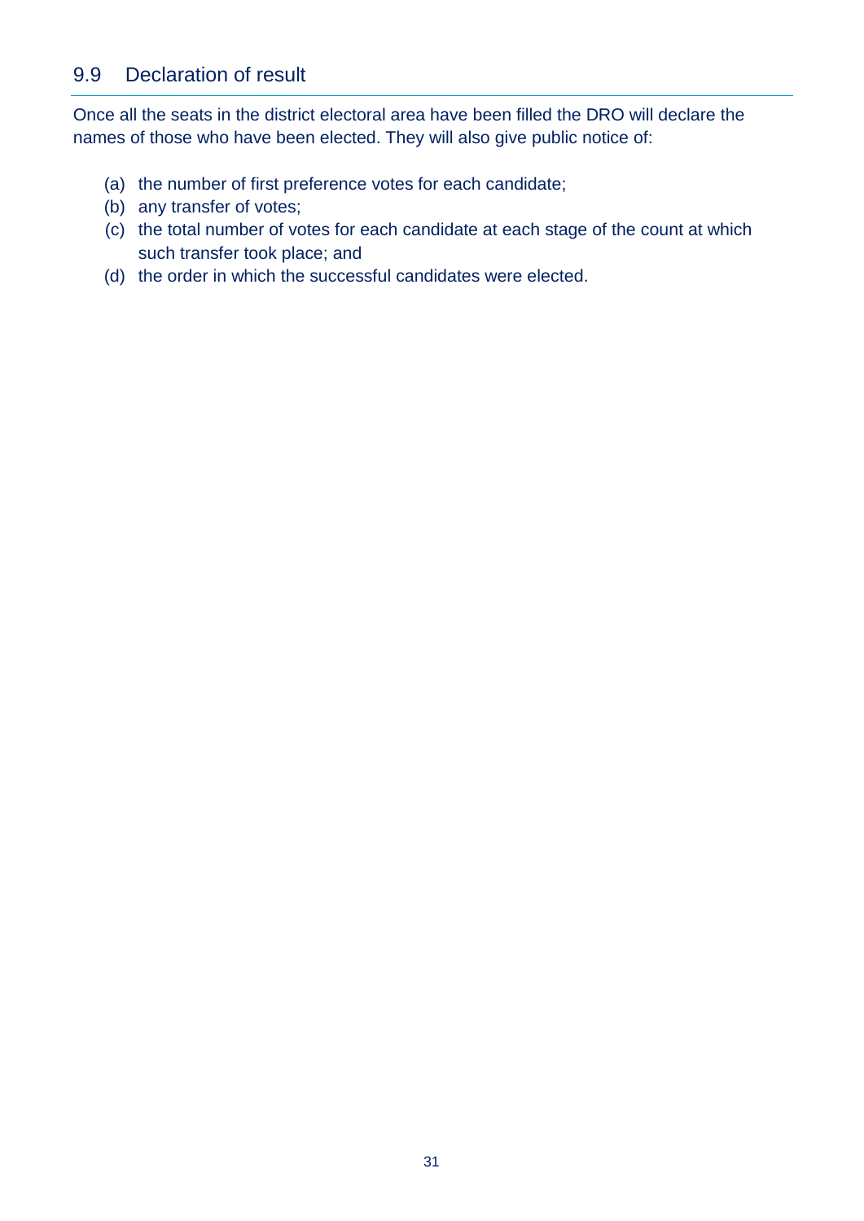## 9.9 Declaration of result

Once all the seats in the district electoral area have been filled the DRO will declare the names of those who have been elected. They will also give public notice of:

(a) the number of first preference votes for each candidate;
(b) any transfer of votes;
(c) the total number of votes for each candidate at each stage of the count at which such transfer took place; and
(d) the order in which the successful candidates were elected.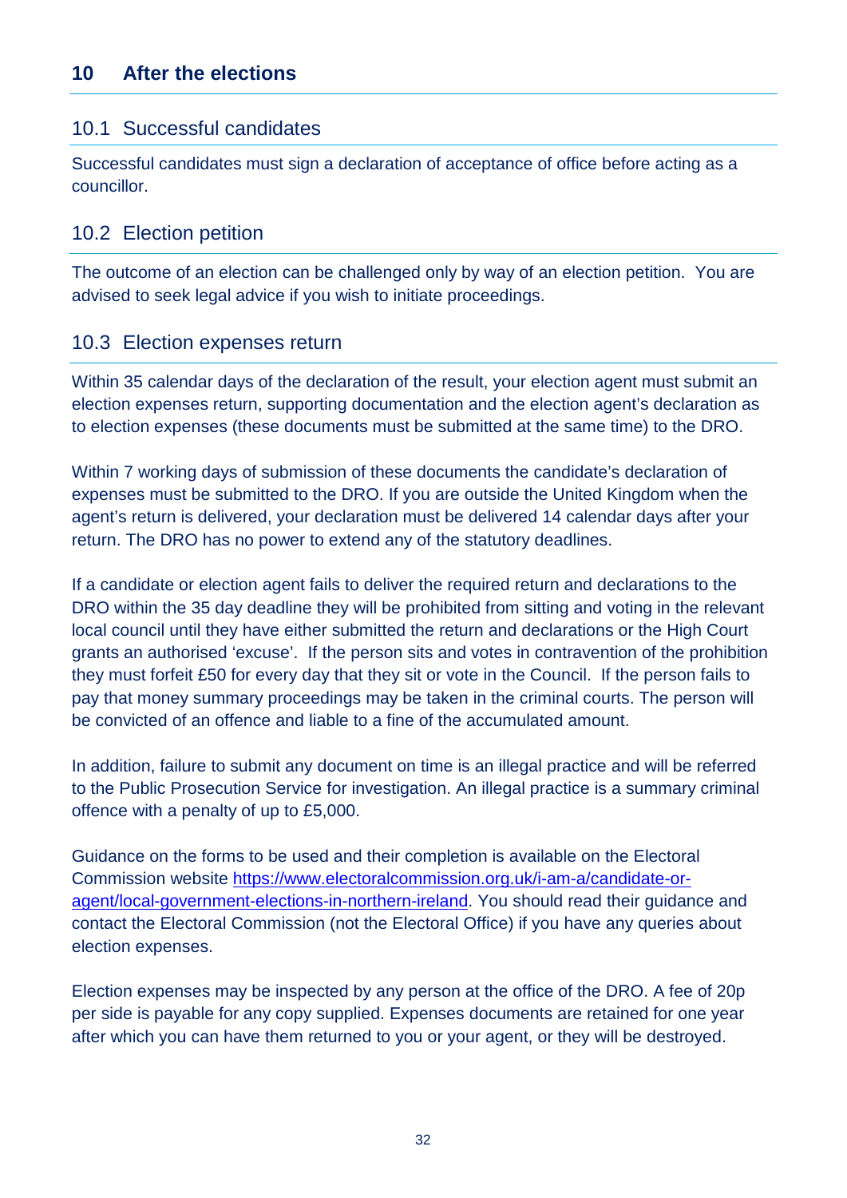## 10 After the elections

### 10.1 Successful candidates

Successful candidates must sign a declaration of acceptance of office before acting as a councillor.

### 10.2 Election petition

The outcome of an election can be challenged only by way of an election petition. You are advised to seek legal advice if you wish to initiate proceedings.

### 10.3 Election expenses return

Within 35 calendar days of the declaration of the result, your election agent must submit an election expenses return, supporting documentation and the election agent's declaration as to election expenses (these documents must be submitted at the same time) to the DRO.

Within 7 working days of submission of these documents the candidate's declaration of expenses must be submitted to the DRO. If you are outside the United Kingdom when the agent's return is delivered, your declaration must be delivered 14 calendar days after your return. The DRO has no power to extend any of the statutory deadlines.

If a candidate or election agent fails to deliver the required return and declarations to the DRO within the 35 day deadline they will be prohibited from sitting and voting in the relevant local council until they have either submitted the return and declarations or the High Court grants an authorised 'excuse'. If the person sits and votes in contravention of the prohibition they must forfeit £50 for every day that they sit or vote in the Council. If the person fails to pay that money summary proceedings may be taken in the criminal courts. The person will be convicted of an offence and liable to a fine of the accumulated amount.

In addition, failure to submit any document on time is an illegal practice and will be referred to the Public Prosecution Service for investigation. An illegal practice is a summary criminal offence with a penalty of up to £5,000.

Guidance on the forms to be used and their completion is available on the Electoral Commission website [https://www.electoralcommission.org.uk/i-am-a/candidate-or-agent/local-government-elections-in-northern-ireland](https://www.electoralcommission.org.uk/i-am-a/candidate-or-agent/local-government-elections-in-northern-ireland). You should read their guidance and contact the Electoral Commission (not the Electoral Office) if you have any queries about election expenses.

Election expenses may be inspected by any person at the office of the DRO. A fee of 20p per side is payable for any copy supplied. Expenses documents are retained for one year after which you can have them returned to you or your agent, or they will be destroyed.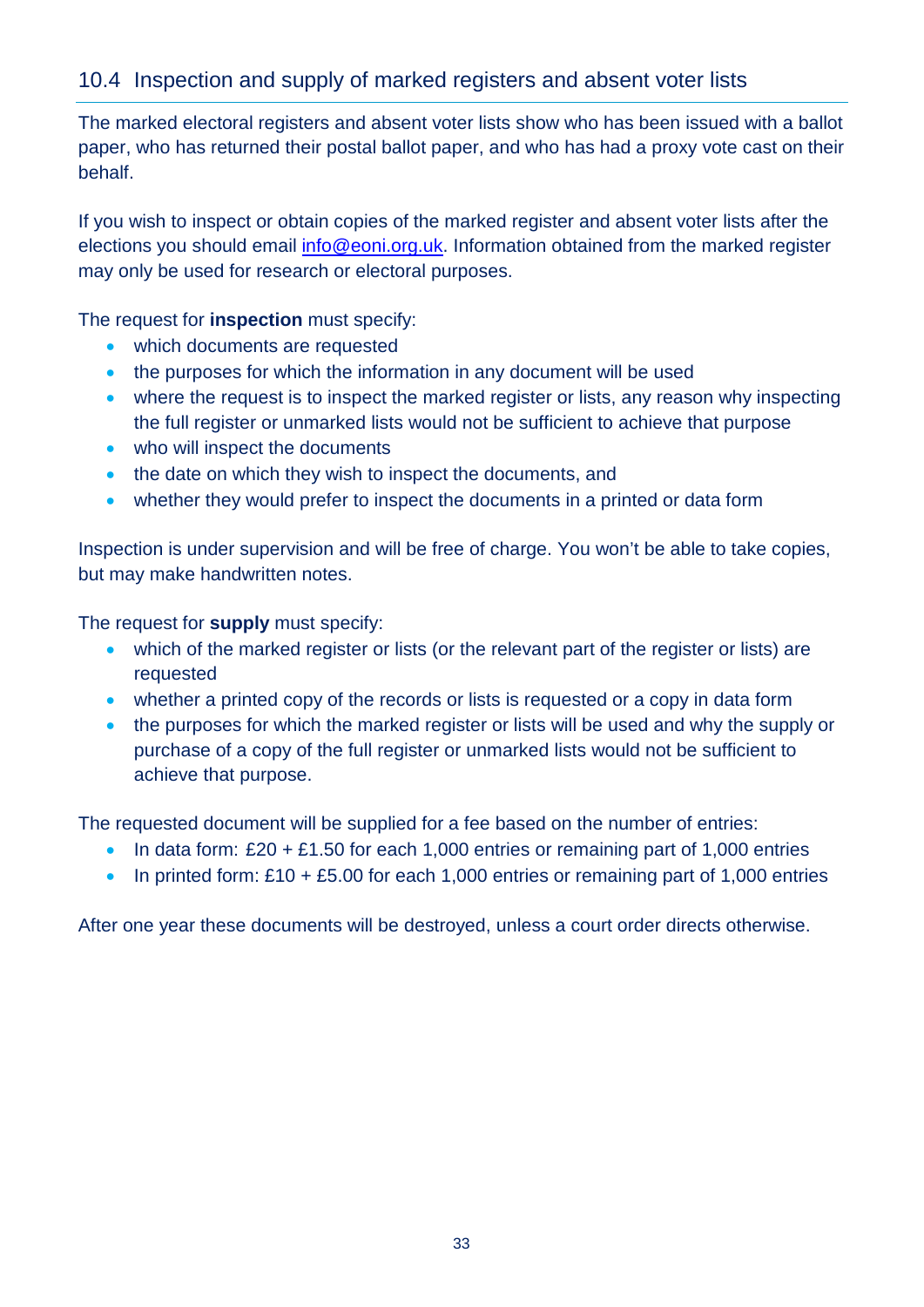## 10.4 Inspection and supply of marked registers and absent voter lists

The marked electoral registers and absent voter lists show who has been issued with a ballot paper, who has returned their postal ballot paper, and who has had a proxy vote cast on their behalf.

If you wish to inspect or obtain copies of the marked register and absent voter lists after the elections you should email [info@eoni.org.uk](mailto:info@eoni.org.uk). Information obtained from the marked register may only be used for research or electoral purposes.

The request for **inspection** must specify:

- which documents are requested
- the purposes for which the information in any document will be used
- where the request is to inspect the marked register or lists, any reason why inspecting the full register or unmarked lists would not be sufficient to achieve that purpose
- who will inspect the documents
- the date on which they wish to inspect the documents, and
- whether they would prefer to inspect the documents in a printed or data form

Inspection is under supervision and will be free of charge. You won't be able to take copies, but may make handwritten notes.

The request for **supply** must specify:

- which of the marked register or lists (or the relevant part of the register or lists) are requested
- whether a printed copy of the records or lists is requested or a copy in data form
- the purposes for which the marked register or lists will be used and why the supply or purchase of a copy of the full register or unmarked lists would not be sufficient to achieve that purpose.

The requested document will be supplied for a fee based on the number of entries:

- In data form: £20 + £1.50 for each 1,000 entries or remaining part of 1,000 entries
- In printed form: £10 + £5.00 for each 1,000 entries or remaining part of 1,000 entries

After one year these documents will be destroyed, unless a court order directs otherwise.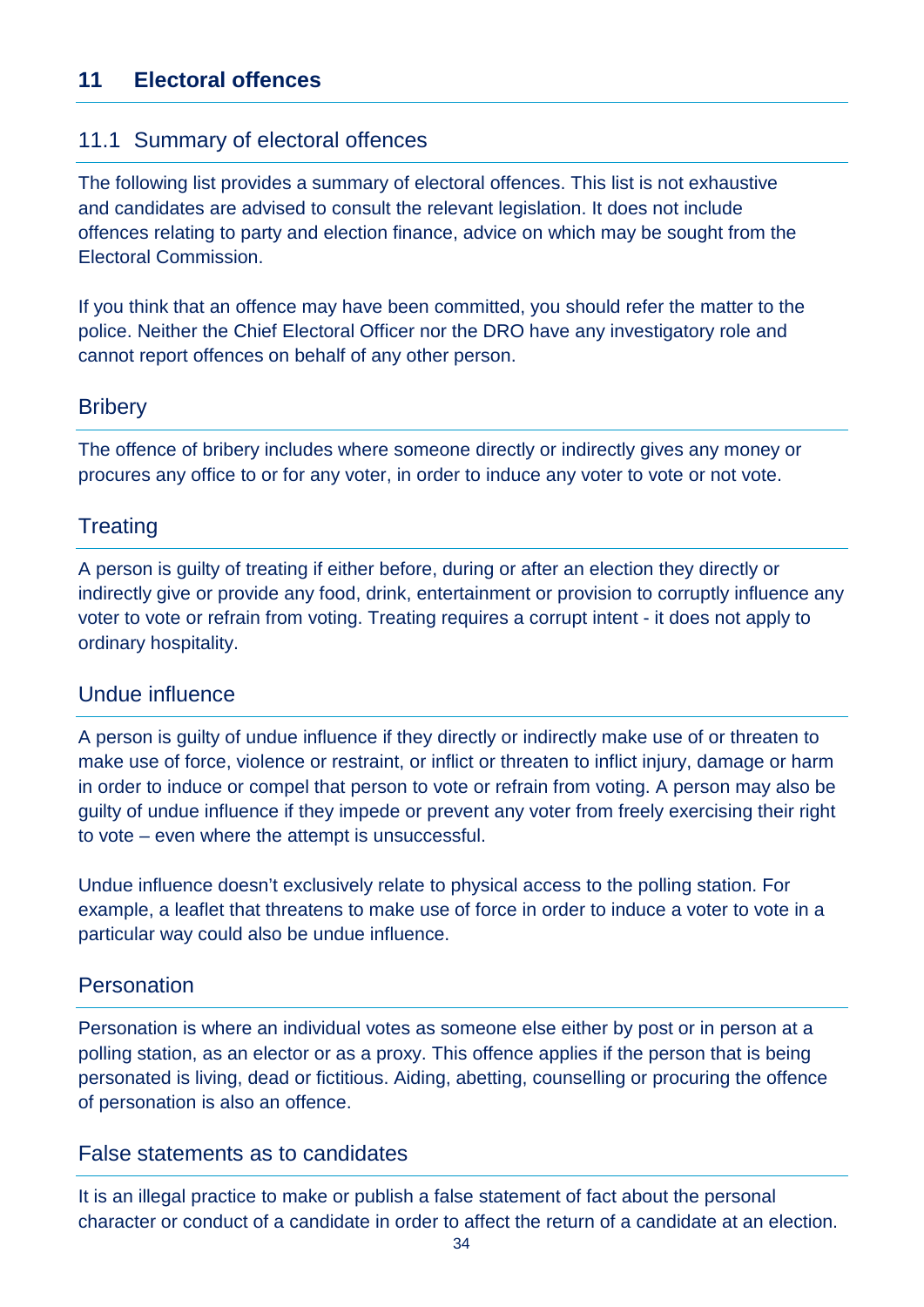# 11 Electoral offences

## 11.1 Summary of electoral offences

The following list provides a summary of electoral offences. This list is not exhaustive and candidates are advised to consult the relevant legislation. It does not include offences relating to party and election finance, advice on which may be sought from the Electoral Commission.

If you think that an offence may have been committed, you should refer the matter to the police. Neither the Chief Electoral Officer nor the DRO have any investigatory role and cannot report offences on behalf of any other person.

### Bribery

The offence of bribery includes where someone directly or indirectly gives any money or procures any office to or for any voter, in order to induce any voter to vote or not vote.

### Treating

A person is guilty of treating if either before, during or after an election they directly or indirectly give or provide any food, drink, entertainment or provision to corruptly influence any voter to vote or refrain from voting. Treating requires a corrupt intent - it does not apply to ordinary hospitality.

### Undue influence

A person is guilty of undue influence if they directly or indirectly make use of or threaten to make use of force, violence or restraint, or inflict or threaten to inflict injury, damage or harm in order to induce or compel that person to vote or refrain from voting. A person may also be guilty of undue influence if they impede or prevent any voter from freely exercising their right to vote – even where the attempt is unsuccessful.

Undue influence doesn't exclusively relate to physical access to the polling station. For example, a leaflet that threatens to make use of force in order to induce a voter to vote in a particular way could also be undue influence.

### Personation

Personation is where an individual votes as someone else either by post or in person at a polling station, as an elector or as a proxy. This offence applies if the person that is being personated is living, dead or fictitious. Aiding, abetting, counselling or procuring the offence of personation is also an offence.

### False statements as to candidates

It is an illegal practice to make or publish a false statement of fact about the personal character or conduct of a candidate in order to affect the return of a candidate at an election.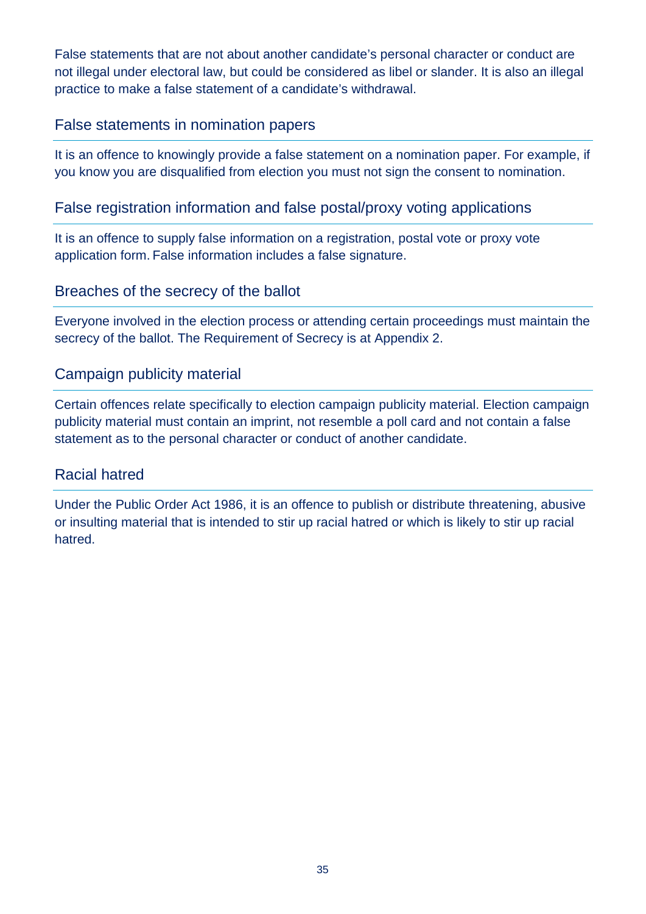False statements that are not about another candidate's personal character or conduct are not illegal under electoral law, but could be considered as libel or slander. It is also an illegal practice to make a false statement of a candidate's withdrawal.

## False statements in nomination papers

It is an offence to knowingly provide a false statement on a nomination paper. For example, if you know you are disqualified from election you must not sign the consent to nomination.

## False registration information and false postal/proxy voting applications

It is an offence to supply false information on a registration, postal vote or proxy vote application form. False information includes a false signature.

## Breaches of the secrecy of the ballot

Everyone involved in the election process or attending certain proceedings must maintain the secrecy of the ballot. The Requirement of Secrecy is at Appendix 2.

## Campaign publicity material

Certain offences relate specifically to election campaign publicity material. Election campaign publicity material must contain an imprint, not resemble a poll card and not contain a false statement as to the personal character or conduct of another candidate.

## Racial hatred

Under the Public Order Act 1986, it is an offence to publish or distribute threatening, abusive or insulting material that is intended to stir up racial hatred or which is likely to stir up racial hatred.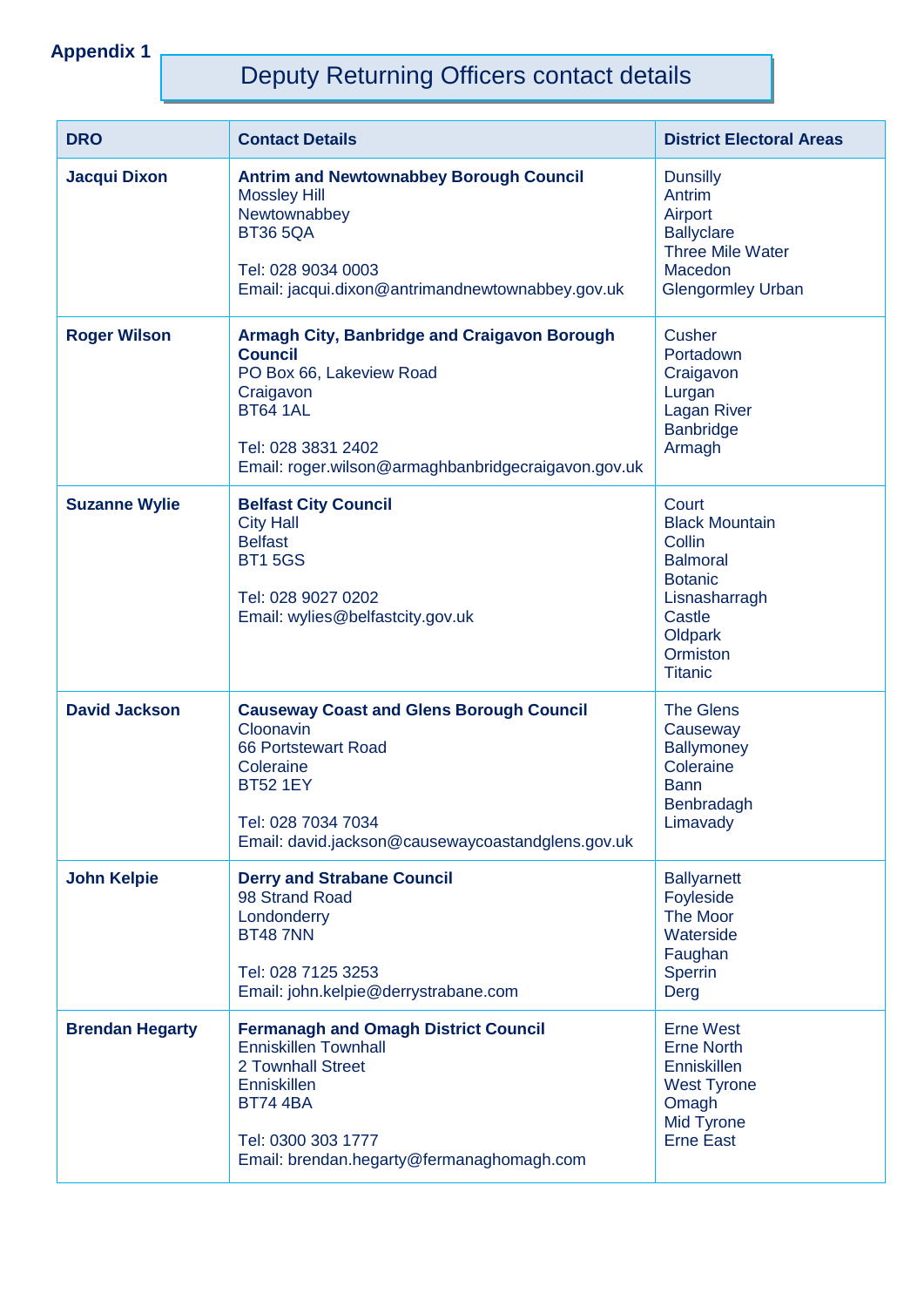**Appendix 1**

## Deputy Returning Officers contact details

| DRO | Contact Details | District Electoral Areas |
|---|---|---|
| **Jacqui Dixon** | **Antrim and Newtownabbey Borough Council**<br>Mossley Hill<br>Newtownabbey<br>BT36 5QA<br><br>Tel: 028 9034 0003<br>Email: jacqui.dixon@antrimandnewtownabbey.gov.uk | Dunsilly<br>Antrim<br>Airport<br>Ballyclare<br>Three Mile Water<br>Macedon<br>Glengormley Urban |
| **Roger Wilson** | **Armagh City, Banbridge and Craigavon Borough Council**<br>PO Box 66, Lakeview Road<br>Craigavon<br>BT64 1AL<br><br>Tel: 028 3831 2402<br>Email: roger.wilson@armaghbanbridgecraigavon.gov.uk | Cusher<br>Portadown<br>Craigavon<br>Lurgan<br>Lagan River<br>Banbridge<br>Armagh |
| **Suzanne Wylie** | **Belfast City Council**<br>City Hall<br>Belfast<br>BT1 5GS<br><br>Tel: 028 9027 0202<br>Email: wylies@belfastcity.gov.uk | Court<br>Black Mountain<br>Collin<br>Balmoral<br>Botanic<br>Lisnasharragh<br>Castle<br>Oldpark<br>Ormiston<br>Titanic |
| **David Jackson** | **Causeway Coast and Glens Borough Council**<br>Cloonavin<br>66 Portstewart Road<br>Coleraine<br>BT52 1EY<br><br>Tel: 028 7034 7034<br>Email: david.jackson@causewaycoastandglens.gov.uk | The Glens<br>Causeway<br>Ballymoney<br>Coleraine<br>Bann<br>Benbradagh<br>Limavady |
| **John Kelpie** | **Derry and Strabane Council**<br>98 Strand Road<br>Londonderry<br>BT48 7NN<br><br>Tel: 028 7125 3253<br>Email: john.kelpie@derrystrabane.com | Ballyarnett<br>Foyleside<br>The Moor<br>Waterside<br>Faughan<br>Sperrin<br>Derg |
| **Brendan Hegarty** | **Fermanagh and Omagh District Council**<br>Enniskillen Townhall<br>2 Townhall Street<br>Enniskillen<br>BT74 4BA<br><br>Tel: 0300 303 1777<br>Email: brendan.hegarty@fermanaghomagh.com | Erne West<br>Erne North<br>Enniskillen<br>West Tyrone<br>Omagh<br>Mid Tyrone<br>Erne East |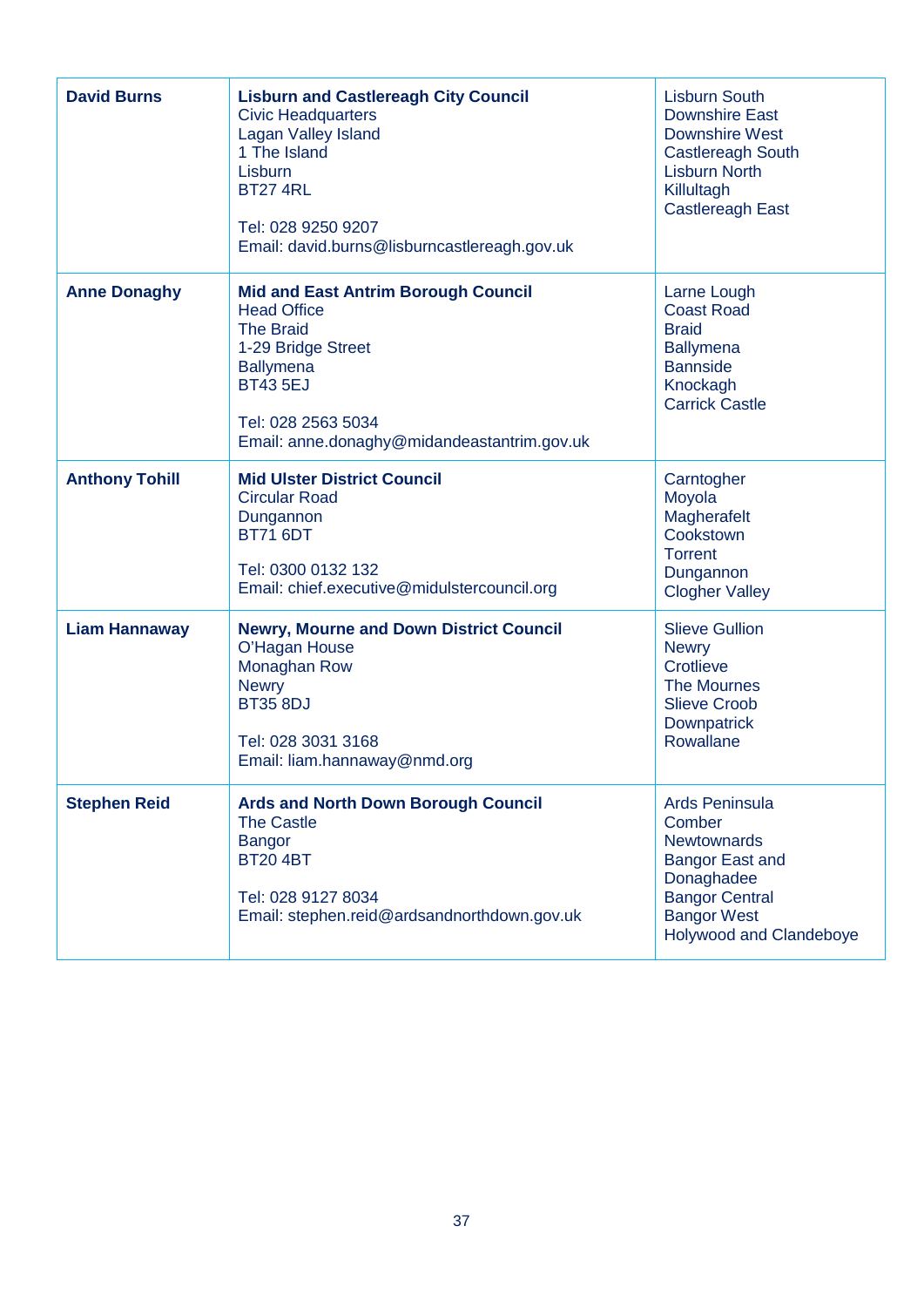| | | |
|---|---|---|
| **David Burns** | **Lisburn and Castlereagh City Council**<br>Civic Headquarters<br>Lagan Valley Island<br>1 The Island<br>Lisburn<br>BT27 4RL<br><br>Tel: 028 9250 9207<br>Email: david.burns@lisburncastlereagh.gov.uk | Lisburn South<br>Downshire East<br>Downshire West<br>Castlereagh South<br>Lisburn North<br>Killultagh<br>Castlereagh East |
| **Anne Donaghy** | **Mid and East Antrim Borough Council**<br>Head Office<br>The Braid<br>1-29 Bridge Street<br>Ballymena<br>BT43 5EJ<br><br>Tel: 028 2563 5034<br>Email: anne.donaghy@midandeastantrim.gov.uk | Larne Lough<br>Coast Road<br>Braid<br>Ballymena<br>Bannside<br>Knockagh<br>Carrick Castle |
| **Anthony Tohill** | **Mid Ulster District Council**<br>Circular Road<br>Dungannon<br>BT71 6DT<br><br>Tel: 0300 0132 132<br>Email: chief.executive@midulstercouncil.org | Carntogher<br>Moyola<br>Magherafelt<br>Cookstown<br>Torrent<br>Dungannon<br>Clogher Valley |
| **Liam Hannaway** | **Newry, Mourne and Down District Council**<br>O'Hagan House<br>Monaghan Row<br>Newry<br>BT35 8DJ<br><br>Tel: 028 3031 3168<br>Email: liam.hannaway@nmd.org | Slieve Gullion<br>Newry<br>Crotlieve<br>The Mournes<br>Slieve Croob<br>Downpatrick<br>Rowallane |
| **Stephen Reid** | **Ards and North Down Borough Council**<br>The Castle<br>Bangor<br>BT20 4BT<br><br>Tel: 028 9127 8034<br>Email: stephen.reid@ardsandnorthdown.gov.uk | Ards Peninsula<br>Comber<br>Newtownards<br>Bangor East and Donaghadee<br>Bangor Central<br>Bangor West<br>Holywood and Clandeboye |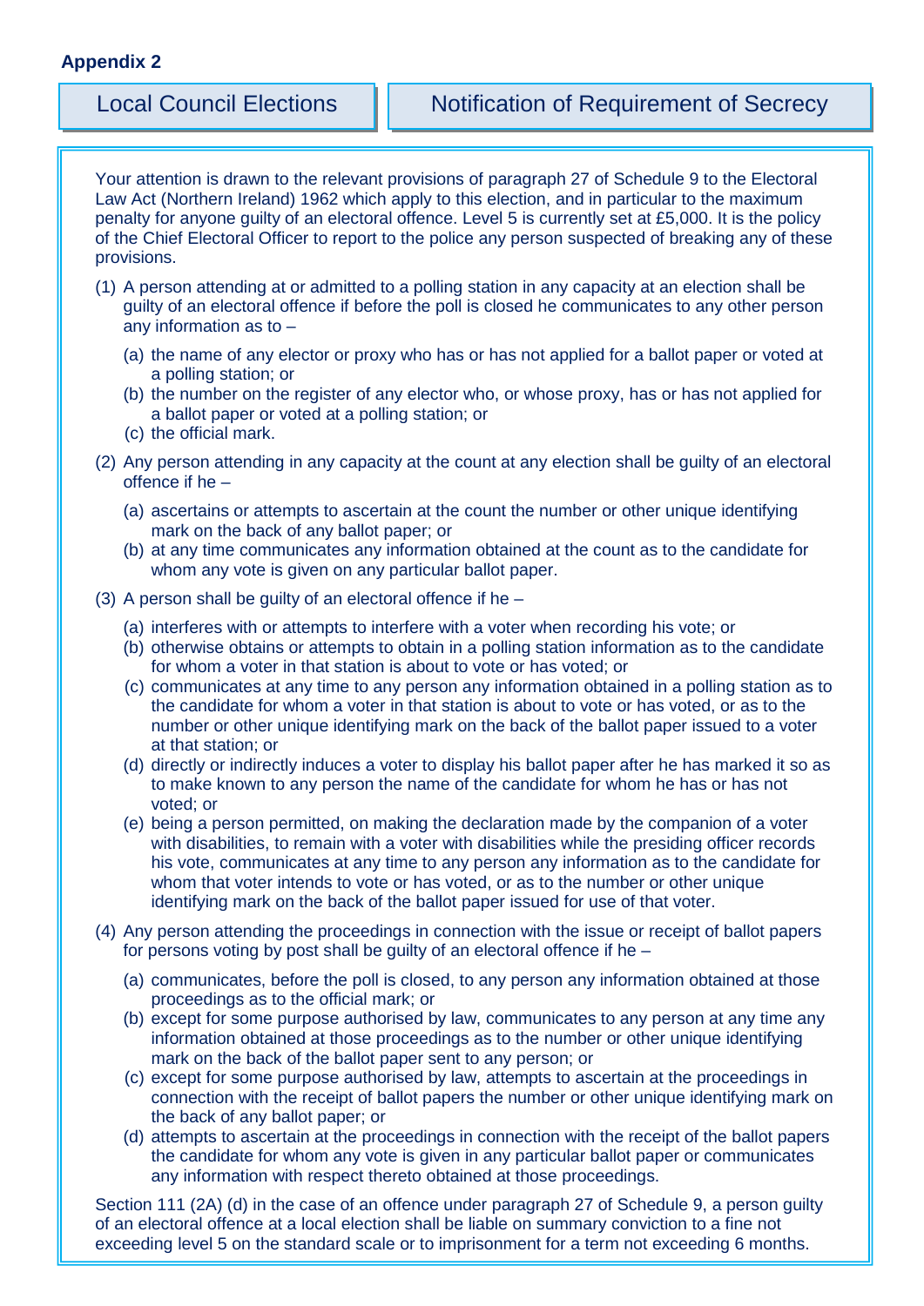**Appendix 2**

## Local Council Elections

## Notification of Requirement of Secrecy

Your attention is drawn to the relevant provisions of paragraph 27 of Schedule 9 to the Electoral Law Act (Northern Ireland) 1962 which apply to this election, and in particular to the maximum penalty for anyone guilty of an electoral offence. Level 5 is currently set at £5,000. It is the policy of the Chief Electoral Officer to report to the police any person suspected of breaking any of these provisions.

(1) A person attending at or admitted to a polling station in any capacity at an election shall be guilty of an electoral offence if before the poll is closed he communicates to any other person any information as to –

- (a) the name of any elector or proxy who has or has not applied for a ballot paper or voted at a polling station; or
- (b) the number on the register of any elector who, or whose proxy, has or has not applied for a ballot paper or voted at a polling station; or
- (c) the official mark.

(2) Any person attending in any capacity at the count at any election shall be guilty of an electoral offence if he –

- (a) ascertains or attempts to ascertain at the count the number or other unique identifying mark on the back of any ballot paper; or
- (b) at any time communicates any information obtained at the count as to the candidate for whom any vote is given on any particular ballot paper.

(3) A person shall be guilty of an electoral offence if he –

- (a) interferes with or attempts to interfere with a voter when recording his vote; or
- (b) otherwise obtains or attempts to obtain in a polling station information as to the candidate for whom a voter in that station is about to vote or has voted; or
- (c) communicates at any time to any person any information obtained in a polling station as to the candidate for whom a voter in that station is about to vote or has voted, or as to the number or other unique identifying mark on the back of the ballot paper issued to a voter at that station; or
- (d) directly or indirectly induces a voter to display his ballot paper after he has marked it so as to make known to any person the name of the candidate for whom he has or has not voted; or
- (e) being a person permitted, on making the declaration made by the companion of a voter with disabilities, to remain with a voter with disabilities while the presiding officer records his vote, communicates at any time to any person any information as to the candidate for whom that voter intends to vote or has voted, or as to the number or other unique identifying mark on the back of the ballot paper issued for use of that voter.

(4) Any person attending the proceedings in connection with the issue or receipt of ballot papers for persons voting by post shall be guilty of an electoral offence if he –

- (a) communicates, before the poll is closed, to any person any information obtained at those proceedings as to the official mark; or
- (b) except for some purpose authorised by law, communicates to any person at any time any information obtained at those proceedings as to the number or other unique identifying mark on the back of the ballot paper sent to any person; or
- (c) except for some purpose authorised by law, attempts to ascertain at the proceedings in connection with the receipt of ballot papers the number or other unique identifying mark on the back of any ballot paper; or
- (d) attempts to ascertain at the proceedings in connection with the receipt of the ballot papers the candidate for whom any vote is given in any particular ballot paper or communicates any information with respect thereto obtained at those proceedings.

Section 111 (2A) (d) in the case of an offence under paragraph 27 of Schedule 9, a person guilty of an electoral offence at a local election shall be liable on summary conviction to a fine not exceeding level 5 on the standard scale or to imprisonment for a term not exceeding 6 months.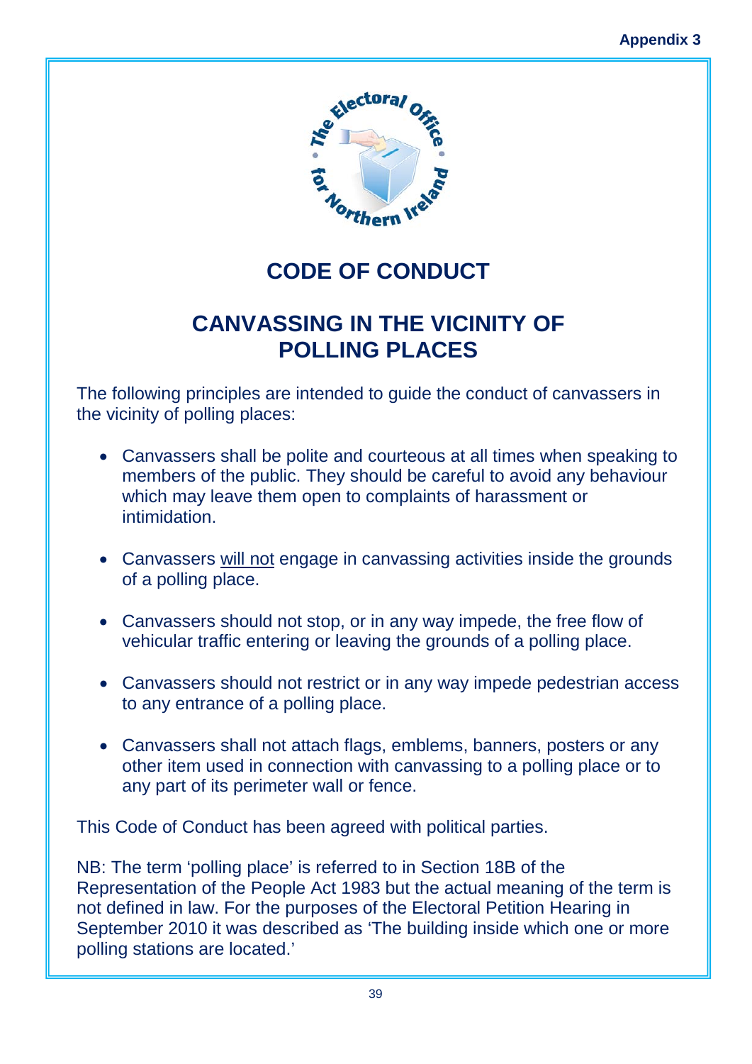Appendix 3

# CODE OF CONDUCT

## CANVASSING IN THE VICINITY OF POLLING PLACES

The following principles are intended to guide the conduct of canvassers in the vicinity of polling places:

- Canvassers shall be polite and courteous at all times when speaking to members of the public. They should be careful to avoid any behaviour which may leave them open to complaints of harassment or intimidation.
- Canvassers will not engage in canvassing activities inside the grounds of a polling place.
- Canvassers should not stop, or in any way impede, the free flow of vehicular traffic entering or leaving the grounds of a polling place.
- Canvassers should not restrict or in any way impede pedestrian access to any entrance of a polling place.
- Canvassers shall not attach flags, emblems, banners, posters or any other item used in connection with canvassing to a polling place or to any part of its perimeter wall or fence.

This Code of Conduct has been agreed with political parties.

NB: The term 'polling place' is referred to in Section 18B of the Representation of the People Act 1983 but the actual meaning of the term is not defined in law. For the purposes of the Electoral Petition Hearing in September 2010 it was described as 'The building inside which one or more polling stations are located.'